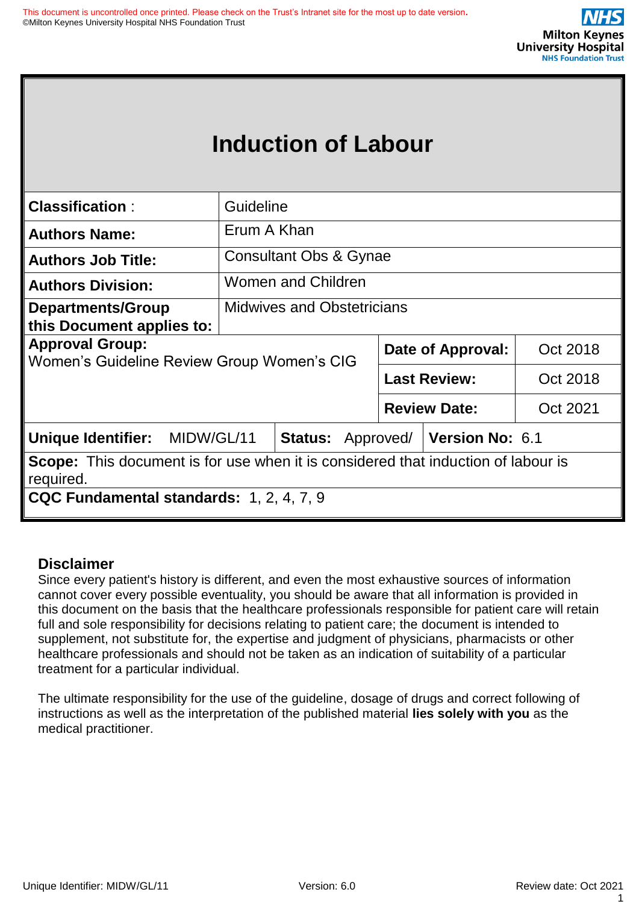# Induction of Labour

| | | | |
|---|---|---|---|
| **Classification :** | Guideline | | |
| **Authors Name:** | Erum A Khan | | |
| **Authors Job Title:** | Consultant Obs & Gynae | | |
| **Authors Division:** | Women and Children | | |
| **Departments/Group this Document applies to:** | Midwives and Obstetricians | | |
| **Approval Group:** Women's Guideline Review Group Women's CIG | | **Date of Approval:** | Oct 2018 |
| | | **Last Review:** | Oct 2018 |
| | | **Review Date:** | Oct 2021 |
| **Unique Identifier:** MIDW/GL/11 | **Status:** Approved/ | **Version No:** 6.1 | |
| **Scope:** This document is for use when it is considered that induction of labour is required. | | | |
| **CQC Fundamental standards:** 1, 2, 4, 7, 9 | | | |

## Disclaimer

Since every patient's history is different, and even the most exhaustive sources of information cannot cover every possible eventuality, you should be aware that all information is provided in this document on the basis that the healthcare professionals responsible for patient care will retain full and sole responsibility for decisions relating to patient care; the document is intended to supplement, not substitute for, the expertise and judgment of physicians, pharmacists or other healthcare professionals and should not be taken as an indication of suitability of a particular treatment for a particular individual.

The ultimate responsibility for the use of the guideline, dosage of drugs and correct following of instructions as well as the interpretation of the published material **lies solely with you** as the medical practitioner.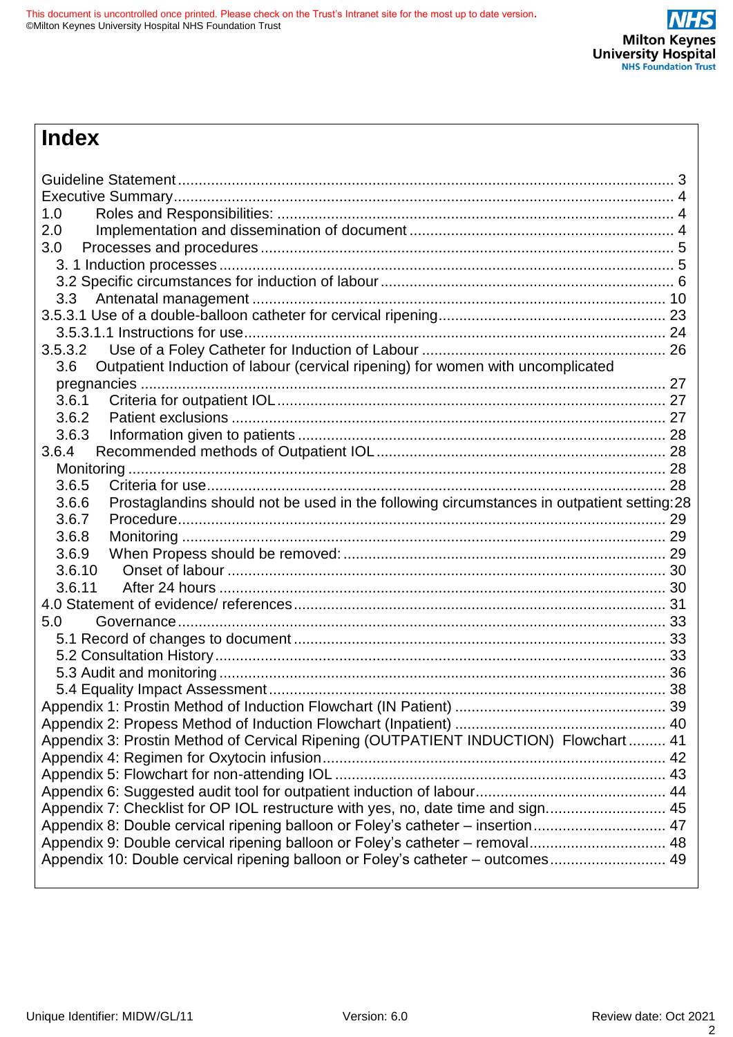# Index

Guideline Statement ..... 3
Executive Summary ..... 4
1.0 Roles and Responsibilities: ..... 4
2.0 Implementation and dissemination of document ..... 4
3.0 Processes and procedures ..... 5
3. 1 Induction processes ..... 5
3.2 Specific circumstances for induction of labour ..... 6
3.3 Antenatal management ..... 10
3.5.3.1 Use of a double-balloon catheter for cervical ripening ..... 23
3.5.3.1.1 Instructions for use ..... 24
3.5.3.2 Use of a Foley Catheter for Induction of Labour ..... 26
3.6 Outpatient Induction of labour (cervical ripening) for women with uncomplicated pregnancies ..... 27
3.6.1 Criteria for outpatient IOL ..... 27
3.6.2 Patient exclusions ..... 27
3.6.3 Information given to patients ..... 28
3.6.4 Recommended methods of Outpatient IOL ..... 28
Monitoring ..... 28
3.6.5 Criteria for use ..... 28
3.6.6 Prostaglandins should not be used in the following circumstances in outpatient setting: 28
3.6.7 Procedure ..... 29
3.6.8 Monitoring ..... 29
3.6.9 When Propess should be removed: ..... 29
3.6.10 Onset of labour ..... 30
3.6.11 After 24 hours ..... 30
4.0 Statement of evidence/ references ..... 31
5.0 Governance ..... 33
5.1 Record of changes to document ..... 33
5.2 Consultation History ..... 33
5.3 Audit and monitoring ..... 36
5.4 Equality Impact Assessment ..... 38
Appendix 1: Prostin Method of Induction Flowchart (IN Patient) ..... 39
Appendix 2: Propess Method of Induction Flowchart (Inpatient) ..... 40
Appendix 3: Prostin Method of Cervical Ripening (OUTPATIENT INDUCTION) Flowchart ..... 41
Appendix 4: Regimen for Oxytocin infusion ..... 42
Appendix 5: Flowchart for non-attending IOL ..... 43
Appendix 6: Suggested audit tool for outpatient induction of labour ..... 44
Appendix 7: Checklist for OP IOL restructure with yes, no, date time and sign. ..... 45
Appendix 8: Double cervical ripening balloon or Foley's catheter – insertion ..... 47
Appendix 9: Double cervical ripening balloon or Foley's catheter – removal ..... 48
Appendix 10: Double cervical ripening balloon or Foley's catheter – outcomes ..... 49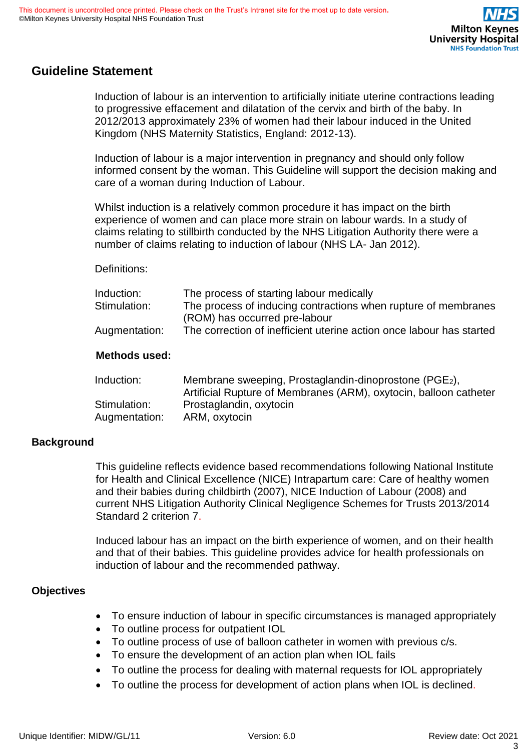## Guideline Statement

Induction of labour is an intervention to artificially initiate uterine contractions leading to progressive effacement and dilatation of the cervix and birth of the baby. In 2012/2013 approximately 23% of women had their labour induced in the United Kingdom (NHS Maternity Statistics, England: 2012-13).

Induction of labour is a major intervention in pregnancy and should only follow informed consent by the woman. This Guideline will support the decision making and care of a woman during Induction of Labour.

Whilst induction is a relatively common procedure it has impact on the birth experience of women and can place more strain on labour wards. In a study of claims relating to stillbirth conducted by the NHS Litigation Authority there were a number of claims relating to induction of labour (NHS LA- Jan 2012).

Definitions:

| | |
|---|---|
| Induction: | The process of starting labour medically |
| Stimulation: | The process of inducing contractions when rupture of membranes (ROM) has occurred pre-labour |
| Augmentation: | The correction of inefficient uterine action once labour has started |

**Methods used:**

| | |
|---|---|
| Induction: | Membrane sweeping, Prostaglandin-dinoprostone ($PGE_2$), Artificial Rupture of Membranes (ARM), oxytocin, balloon catheter |
| Stimulation: | Prostaglandin, oxytocin |
| Augmentation: | ARM, oxytocin |

## Background

This guideline reflects evidence based recommendations following National Institute for Health and Clinical Excellence (NICE) Intrapartum care: Care of healthy women and their babies during childbirth (2007), NICE Induction of Labour (2008) and current NHS Litigation Authority Clinical Negligence Schemes for Trusts 2013/2014 Standard 2 criterion 7.

Induced labour has an impact on the birth experience of women, and on their health and that of their babies. This guideline provides advice for health professionals on induction of labour and the recommended pathway.

## Objectives

- To ensure induction of labour in specific circumstances is managed appropriately
- To outline process for outpatient IOL
- To outline process of use of balloon catheter in women with previous c/s.
- To ensure the development of an action plan when IOL fails
- To outline the process for dealing with maternal requests for IOL appropriately
- To outline the process for development of action plans when IOL is declined.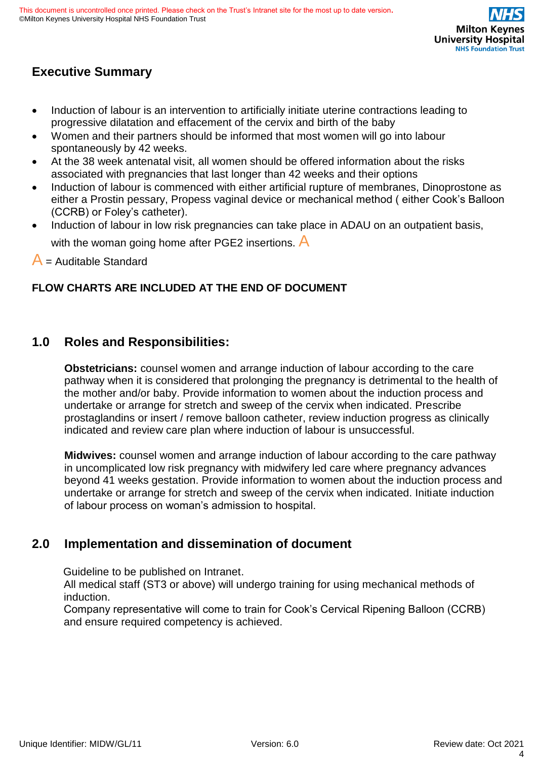## Executive Summary

- Induction of labour is an intervention to artificially initiate uterine contractions leading to progressive dilatation and effacement of the cervix and birth of the baby
- Women and their partners should be informed that most women will go into labour spontaneously by 42 weeks.
- At the 38 week antenatal visit, all women should be offered information about the risks associated with pregnancies that last longer than 42 weeks and their options
- Induction of labour is commenced with either artificial rupture of membranes, Dinoprostone as either a Prostin pessary, Propess vaginal device or mechanical method ( either Cook's Balloon (CCRB) or Foley's catheter).
- Induction of labour in low risk pregnancies can take place in ADAU on an outpatient basis, with the woman going home after PGE2 insertions. A

A = Auditable Standard

**FLOW CHARTS ARE INCLUDED AT THE END OF DOCUMENT**

## 1.0 Roles and Responsibilities:

**Obstetricians:** counsel women and arrange induction of labour according to the care pathway when it is considered that prolonging the pregnancy is detrimental to the health of the mother and/or baby. Provide information to women about the induction process and undertake or arrange for stretch and sweep of the cervix when indicated. Prescribe prostaglandins or insert / remove balloon catheter, review induction progress as clinically indicated and review care plan where induction of labour is unsuccessful.

**Midwives:** counsel women and arrange induction of labour according to the care pathway in uncomplicated low risk pregnancy with midwifery led care where pregnancy advances beyond 41 weeks gestation. Provide information to women about the induction process and undertake or arrange for stretch and sweep of the cervix when indicated. Initiate induction of labour process on woman's admission to hospital.

## 2.0 Implementation and dissemination of document

Guideline to be published on Intranet.
All medical staff (ST3 or above) will undergo training for using mechanical methods of induction.
Company representative will come to train for Cook's Cervical Ripening Balloon (CCRB) and ensure required competency is achieved.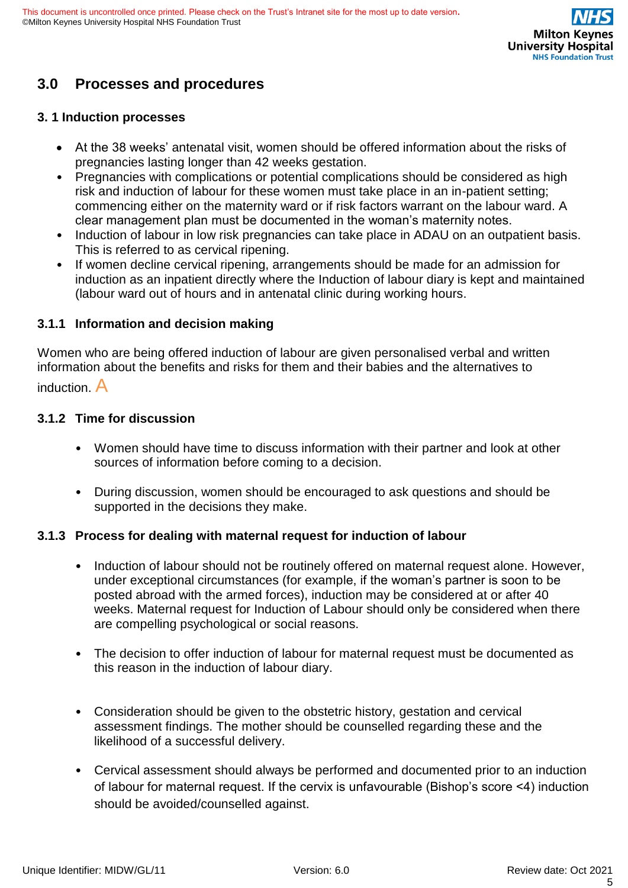## 3.0 Processes and procedures

### 3. 1 Induction processes

- At the 38 weeks' antenatal visit, women should be offered information about the risks of pregnancies lasting longer than 42 weeks gestation.
- Pregnancies with complications or potential complications should be considered as high risk and induction of labour for these women must take place in an in-patient setting; commencing either on the maternity ward or if risk factors warrant on the labour ward. A clear management plan must be documented in the woman's maternity notes.
- Induction of labour in low risk pregnancies can take place in ADAU on an outpatient basis. This is referred to as cervical ripening.
- If women decline cervical ripening, arrangements should be made for an admission for induction as an inpatient directly where the Induction of labour diary is kept and maintained (labour ward out of hours and in antenatal clinic during working hours.

#### 3.1.1 Information and decision making

Women who are being offered induction of labour are given personalised verbal and written information about the benefits and risks for them and their babies and the alternatives to induction. A

#### 3.1.2 Time for discussion

- Women should have time to discuss information with their partner and look at other sources of information before coming to a decision.
- During discussion, women should be encouraged to ask questions and should be supported in the decisions they make.

#### 3.1.3 Process for dealing with maternal request for induction of labour

- Induction of labour should not be routinely offered on maternal request alone. However, under exceptional circumstances (for example, if the woman's partner is soon to be posted abroad with the armed forces), induction may be considered at or after 40 weeks. Maternal request for Induction of Labour should only be considered when there are compelling psychological or social reasons.
- The decision to offer induction of labour for maternal request must be documented as this reason in the induction of labour diary.
- Consideration should be given to the obstetric history, gestation and cervical assessment findings. The mother should be counselled regarding these and the likelihood of a successful delivery.
- Cervical assessment should always be performed and documented prior to an induction of labour for maternal request. If the cervix is unfavourable (Bishop's score <4) induction should be avoided/counselled against.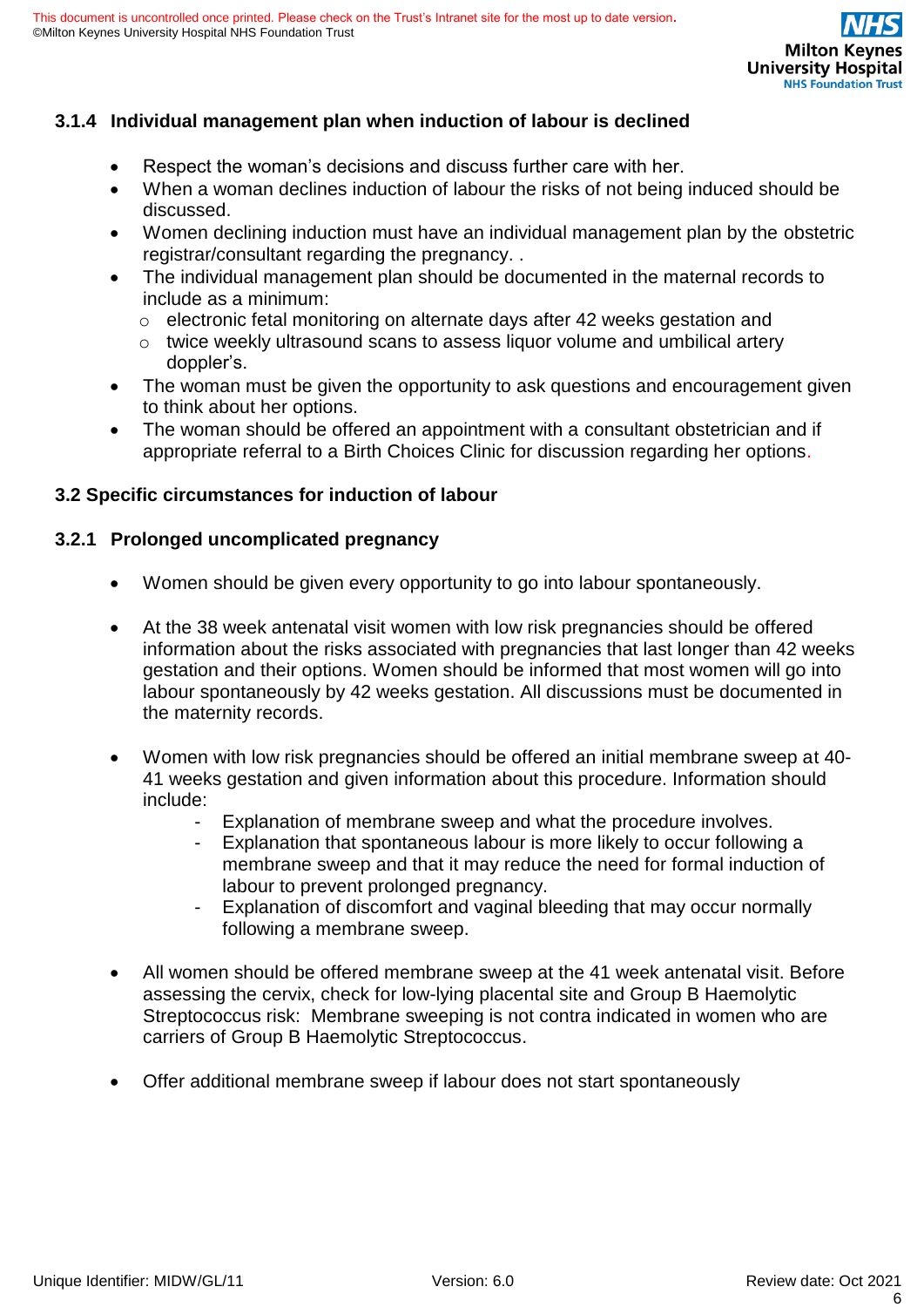### 3.1.4 Individual management plan when induction of labour is declined

- Respect the woman's decisions and discuss further care with her.
- When a woman declines induction of labour the risks of not being induced should be discussed.
- Women declining induction must have an individual management plan by the obstetric registrar/consultant regarding the pregnancy. .
- The individual management plan should be documented in the maternal records to include as a minimum:
  - electronic fetal monitoring on alternate days after 42 weeks gestation and
  - twice weekly ultrasound scans to assess liquor volume and umbilical artery doppler's.
- The woman must be given the opportunity to ask questions and encouragement given to think about her options.
- The woman should be offered an appointment with a consultant obstetrician and if appropriate referral to a Birth Choices Clinic for discussion regarding her options.

## 3.2 Specific circumstances for induction of labour

### 3.2.1 Prolonged uncomplicated pregnancy

- Women should be given every opportunity to go into labour spontaneously.

- At the 38 week antenatal visit women with low risk pregnancies should be offered information about the risks associated with pregnancies that last longer than 42 weeks gestation and their options. Women should be informed that most women will go into labour spontaneously by 42 weeks gestation. All discussions must be documented in the maternity records.

- Women with low risk pregnancies should be offered an initial membrane sweep at 40-41 weeks gestation and given information about this procedure. Information should include:
  - Explanation of membrane sweep and what the procedure involves.
  - Explanation that spontaneous labour is more likely to occur following a membrane sweep and that it may reduce the need for formal induction of labour to prevent prolonged pregnancy.
  - Explanation of discomfort and vaginal bleeding that may occur normally following a membrane sweep.

- All women should be offered membrane sweep at the 41 week antenatal visit. Before assessing the cervix, check for low-lying placental site and Group B Haemolytic Streptococcus risk: Membrane sweeping is not contra indicated in women who are carriers of Group B Haemolytic Streptococcus.

- Offer additional membrane sweep if labour does not start spontaneously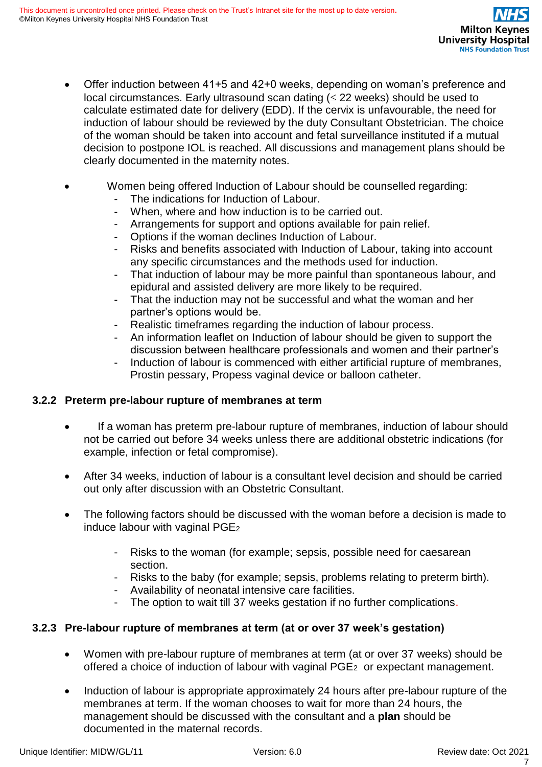- Offer induction between 41+5 and 42+0 weeks, depending on woman's preference and local circumstances. Early ultrasound scan dating (≤ 22 weeks) should be used to calculate estimated date for delivery (EDD). If the cervix is unfavourable, the need for induction of labour should be reviewed by the duty Consultant Obstetrician. The choice of the woman should be taken into account and fetal surveillance instituted if a mutual decision to postpone IOL is reached. All discussions and management plans should be clearly documented in the maternity notes.

- Women being offered Induction of Labour should be counselled regarding:
  - The indications for Induction of Labour.
  - When, where and how induction is to be carried out.
  - Arrangements for support and options available for pain relief.
  - Options if the woman declines Induction of Labour.
  - Risks and benefits associated with Induction of Labour, taking into account any specific circumstances and the methods used for induction.
  - That induction of labour may be more painful than spontaneous labour, and epidural and assisted delivery are more likely to be required.
  - That the induction may not be successful and what the woman and her partner's options would be.
  - Realistic timeframes regarding the induction of labour process.
  - An information leaflet on Induction of labour should be given to support the discussion between healthcare professionals and women and their partner's
  - Induction of labour is commenced with either artificial rupture of membranes, Prostin pessary, Propess vaginal device or balloon catheter.

### 3.2.2 Preterm pre-labour rupture of membranes at term

- If a woman has preterm pre-labour rupture of membranes, induction of labour should not be carried out before 34 weeks unless there are additional obstetric indications (for example, infection or fetal compromise).

- After 34 weeks, induction of labour is a consultant level decision and should be carried out only after discussion with an Obstetric Consultant.

- The following factors should be discussed with the woman before a decision is made to induce labour with vaginal $PGE_2$
  - Risks to the woman (for example; sepsis, possible need for caesarean section.
  - Risks to the baby (for example; sepsis, problems relating to preterm birth).
  - Availability of neonatal intensive care facilities.
  - The option to wait till 37 weeks gestation if no further complications.

### 3.2.3 Pre-labour rupture of membranes at term (at or over 37 week's gestation)

- Women with pre-labour rupture of membranes at term (at or over 37 weeks) should be offered a choice of induction of labour with vaginal $PGE_2$ or expectant management.

- Induction of labour is appropriate approximately 24 hours after pre-labour rupture of the membranes at term. If the woman chooses to wait for more than 24 hours, the management should be discussed with the consultant and a **plan** should be documented in the maternal records.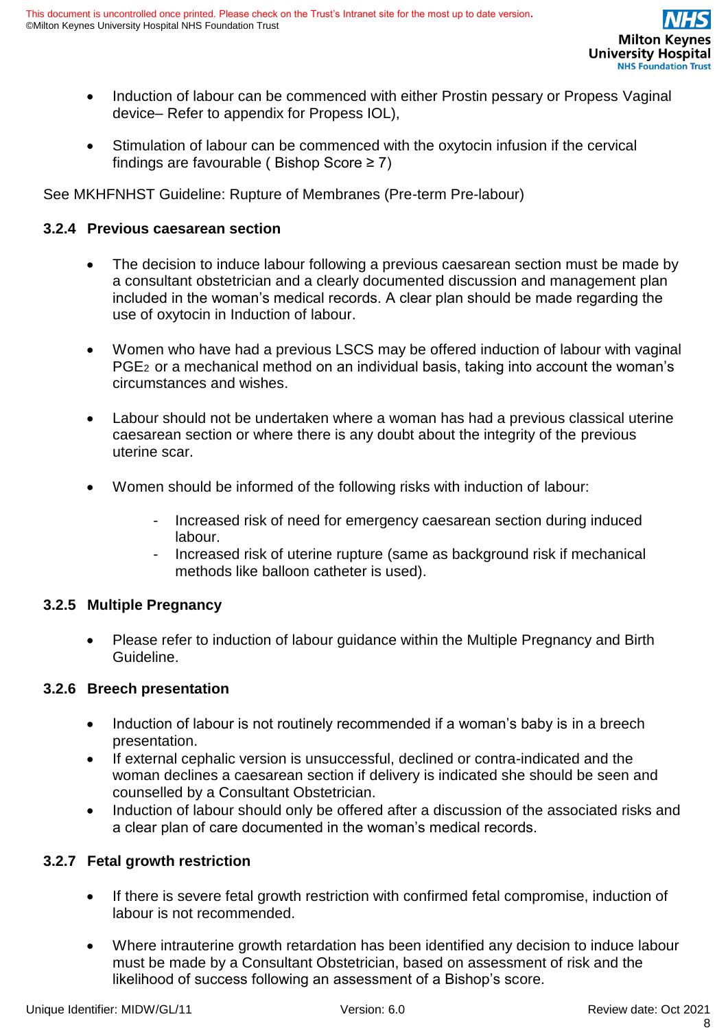- Induction of labour can be commenced with either Prostin pessary or Propess Vaginal device– Refer to appendix for Propess IOL),

- Stimulation of labour can be commenced with the oxytocin infusion if the cervical findings are favourable ( Bishop Score ≥ 7)

See MKHFNHST Guideline: Rupture of Membranes (Pre-term Pre-labour)

### 3.2.4 Previous caesarean section

- The decision to induce labour following a previous caesarean section must be made by a consultant obstetrician and a clearly documented discussion and management plan included in the woman's medical records. A clear plan should be made regarding the use of oxytocin in Induction of labour.

- Women who have had a previous LSCS may be offered induction of labour with vaginal $PGE_2$ or a mechanical method on an individual basis, taking into account the woman's circumstances and wishes.

- Labour should not be undertaken where a woman has had a previous classical uterine caesarean section or where there is any doubt about the integrity of the previous uterine scar.

- Women should be informed of the following risks with induction of labour:

    - Increased risk of need for emergency caesarean section during induced labour.
    - Increased risk of uterine rupture (same as background risk if mechanical methods like balloon catheter is used).

### 3.2.5 Multiple Pregnancy

- Please refer to induction of labour guidance within the Multiple Pregnancy and Birth Guideline.

### 3.2.6 Breech presentation

- Induction of labour is not routinely recommended if a woman's baby is in a breech presentation.
- If external cephalic version is unsuccessful, declined or contra-indicated and the woman declines a caesarean section if delivery is indicated she should be seen and counselled by a Consultant Obstetrician.
- Induction of labour should only be offered after a discussion of the associated risks and a clear plan of care documented in the woman's medical records.

### 3.2.7 Fetal growth restriction

- If there is severe fetal growth restriction with confirmed fetal compromise, induction of labour is not recommended.

- Where intrauterine growth retardation has been identified any decision to induce labour must be made by a Consultant Obstetrician, based on assessment of risk and the likelihood of success following an assessment of a Bishop's score.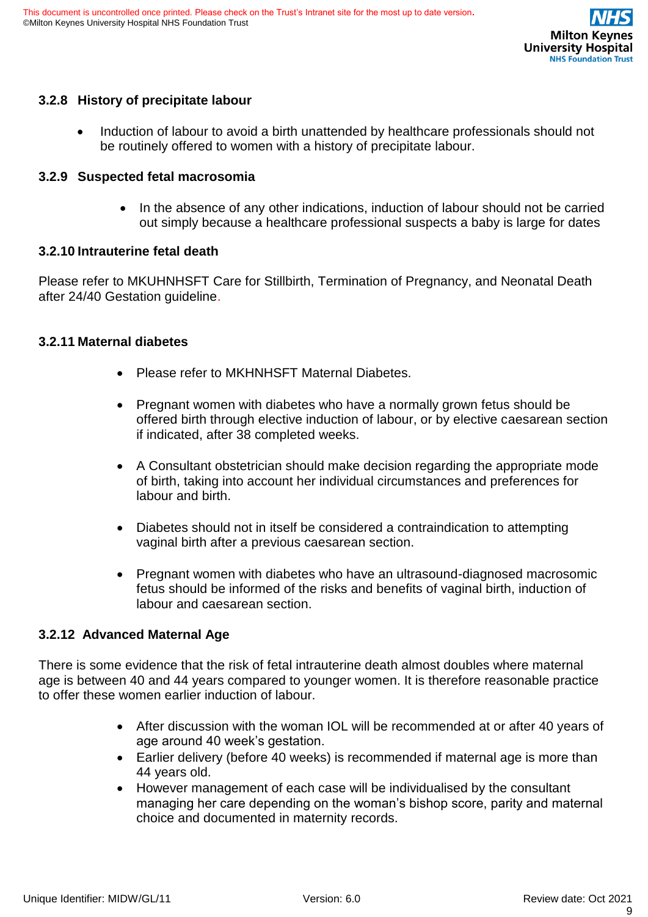### 3.2.8 History of precipitate labour

- Induction of labour to avoid a birth unattended by healthcare professionals should not be routinely offered to women with a history of precipitate labour.

### 3.2.9 Suspected fetal macrosomia

- In the absence of any other indications, induction of labour should not be carried out simply because a healthcare professional suspects a baby is large for dates

### 3.2.10 Intrauterine fetal death

Please refer to MKUHNHSFT Care for Stillbirth, Termination of Pregnancy, and Neonatal Death after 24/40 Gestation guideline.

### 3.2.11 Maternal diabetes

- Please refer to MKHNHSFT Maternal Diabetes.
- Pregnant women with diabetes who have a normally grown fetus should be offered birth through elective induction of labour, or by elective caesarean section if indicated, after 38 completed weeks.
- A Consultant obstetrician should make decision regarding the appropriate mode of birth, taking into account her individual circumstances and preferences for labour and birth.
- Diabetes should not in itself be considered a contraindication to attempting vaginal birth after a previous caesarean section.
- Pregnant women with diabetes who have an ultrasound-diagnosed macrosomic fetus should be informed of the risks and benefits of vaginal birth, induction of labour and caesarean section.

### 3.2.12 Advanced Maternal Age

There is some evidence that the risk of fetal intrauterine death almost doubles where maternal age is between 40 and 44 years compared to younger women. It is therefore reasonable practice to offer these women earlier induction of labour.

- After discussion with the woman IOL will be recommended at or after 40 years of age around 40 week's gestation.
- Earlier delivery (before 40 weeks) is recommended if maternal age is more than 44 years old.
- However management of each case will be individualised by the consultant managing her care depending on the woman's bishop score, parity and maternal choice and documented in maternity records.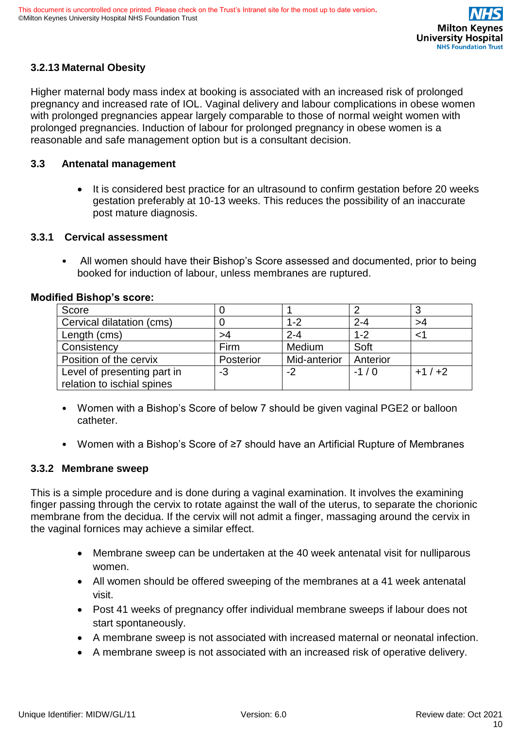### 3.2.13 Maternal Obesity

Higher maternal body mass index at booking is associated with an increased risk of prolonged pregnancy and increased rate of IOL. Vaginal delivery and labour complications in obese women with prolonged pregnancies appear largely comparable to those of normal weight women with prolonged pregnancies. Induction of labour for prolonged pregnancy in obese women is a reasonable and safe management option but is a consultant decision.

## 3.3 Antenatal management

- It is considered best practice for an ultrasound to confirm gestation before 20 weeks gestation preferably at 10-13 weeks. This reduces the possibility of an inaccurate post mature diagnosis.

### 3.3.1 Cervical assessment

- All women should have their Bishop's Score assessed and documented, prior to being booked for induction of labour, unless membranes are ruptured.

**Modified Bishop's score:**

| Score | 0 | 1 | 2 | 3 |
|---|---|---|---|---|
| Cervical dilatation (cms) | 0 | 1-2 | 2-4 | >4 |
| Length (cms) | >4 | 2-4 | 1-2 | <1 |
| Consistency | Firm | Medium | Soft | |
| Position of the cervix | Posterior | Mid-anterior | Anterior | |
| Level of presenting part in relation to ischial spines | -3 | -2 | -1 / 0 | +1 / +2 |

- Women with a Bishop's Score of below 7 should be given vaginal PGE2 or balloon catheter.
- Women with a Bishop's Score of ≥7 should have an Artificial Rupture of Membranes

### 3.3.2 Membrane sweep

This is a simple procedure and is done during a vaginal examination. It involves the examining finger passing through the cervix to rotate against the wall of the uterus, to separate the chorionic membrane from the decidua. If the cervix will not admit a finger, massaging around the cervix in the vaginal fornices may achieve a similar effect.

- Membrane sweep can be undertaken at the 40 week antenatal visit for nulliparous women.
- All women should be offered sweeping of the membranes at a 41 week antenatal visit.
- Post 41 weeks of pregnancy offer individual membrane sweeps if labour does not start spontaneously.
- A membrane sweep is not associated with increased maternal or neonatal infection.
- A membrane sweep is not associated with an increased risk of operative delivery.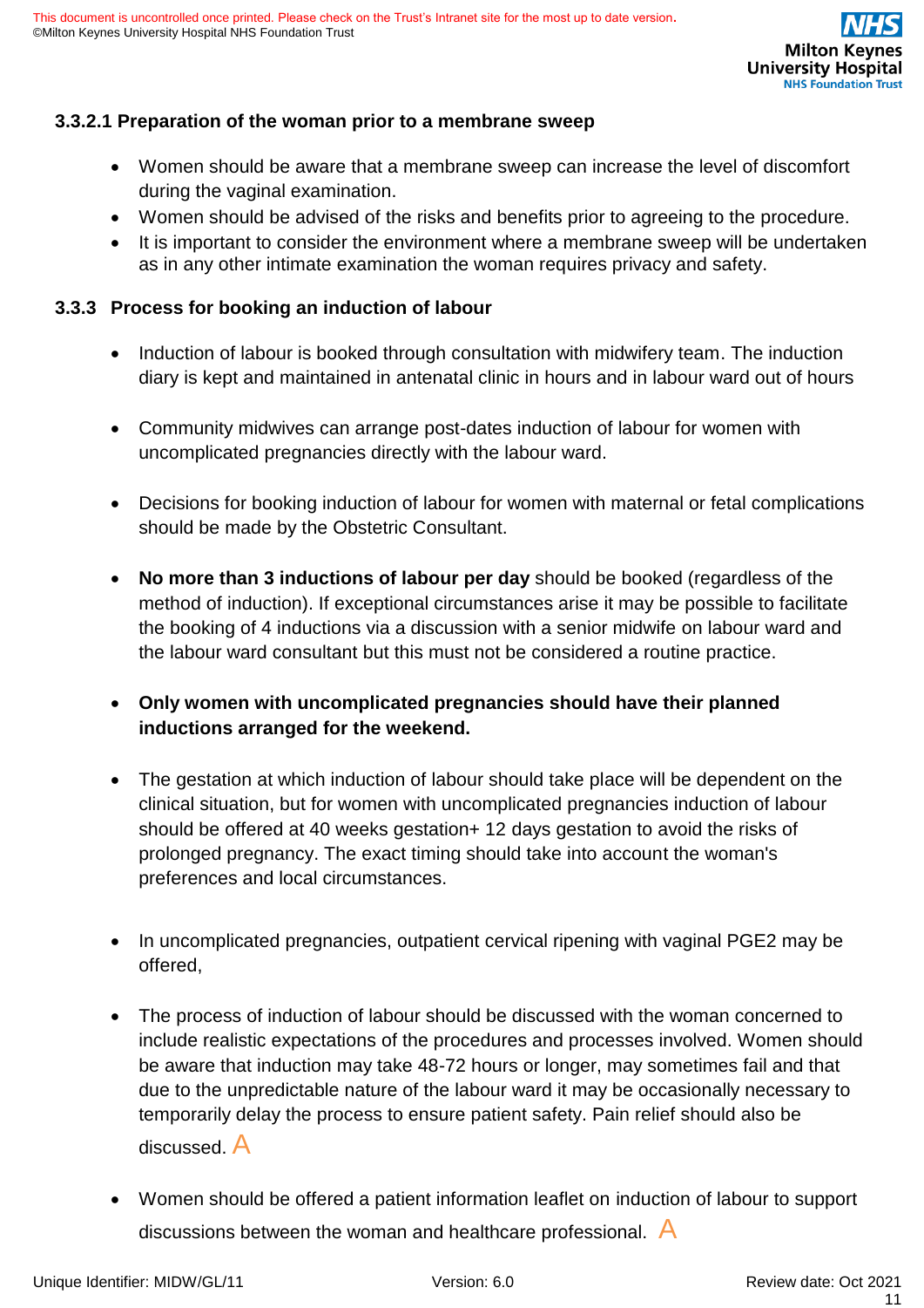#### 3.3.2.1 Preparation of the woman prior to a membrane sweep

- Women should be aware that a membrane sweep can increase the level of discomfort during the vaginal examination.
- Women should be advised of the risks and benefits prior to agreeing to the procedure.
- It is important to consider the environment where a membrane sweep will be undertaken as in any other intimate examination the woman requires privacy and safety.

### 3.3.3 Process for booking an induction of labour

- Induction of labour is booked through consultation with midwifery team. The induction diary is kept and maintained in antenatal clinic in hours and in labour ward out of hours

- Community midwives can arrange post-dates induction of labour for women with uncomplicated pregnancies directly with the labour ward.

- Decisions for booking induction of labour for women with maternal or fetal complications should be made by the Obstetric Consultant.

- **No more than 3 inductions of labour per day** should be booked (regardless of the method of induction). If exceptional circumstances arise it may be possible to facilitate the booking of 4 inductions via a discussion with a senior midwife on labour ward and the labour ward consultant but this must not be considered a routine practice.

- **Only women with uncomplicated pregnancies should have their planned inductions arranged for the weekend.**

- The gestation at which induction of labour should take place will be dependent on the clinical situation, but for women with uncomplicated pregnancies induction of labour should be offered at 40 weeks gestation+ 12 days gestation to avoid the risks of prolonged pregnancy. The exact timing should take into account the woman's preferences and local circumstances.

- In uncomplicated pregnancies, outpatient cervical ripening with vaginal PGE2 may be offered,

- The process of induction of labour should be discussed with the woman concerned to include realistic expectations of the procedures and processes involved. Women should be aware that induction may take 48-72 hours or longer, may sometimes fail and that due to the unpredictable nature of the labour ward it may be occasionally necessary to temporarily delay the process to ensure patient safety. Pain relief should also be discussed. A

- Women should be offered a patient information leaflet on induction of labour to support discussions between the woman and healthcare professional. A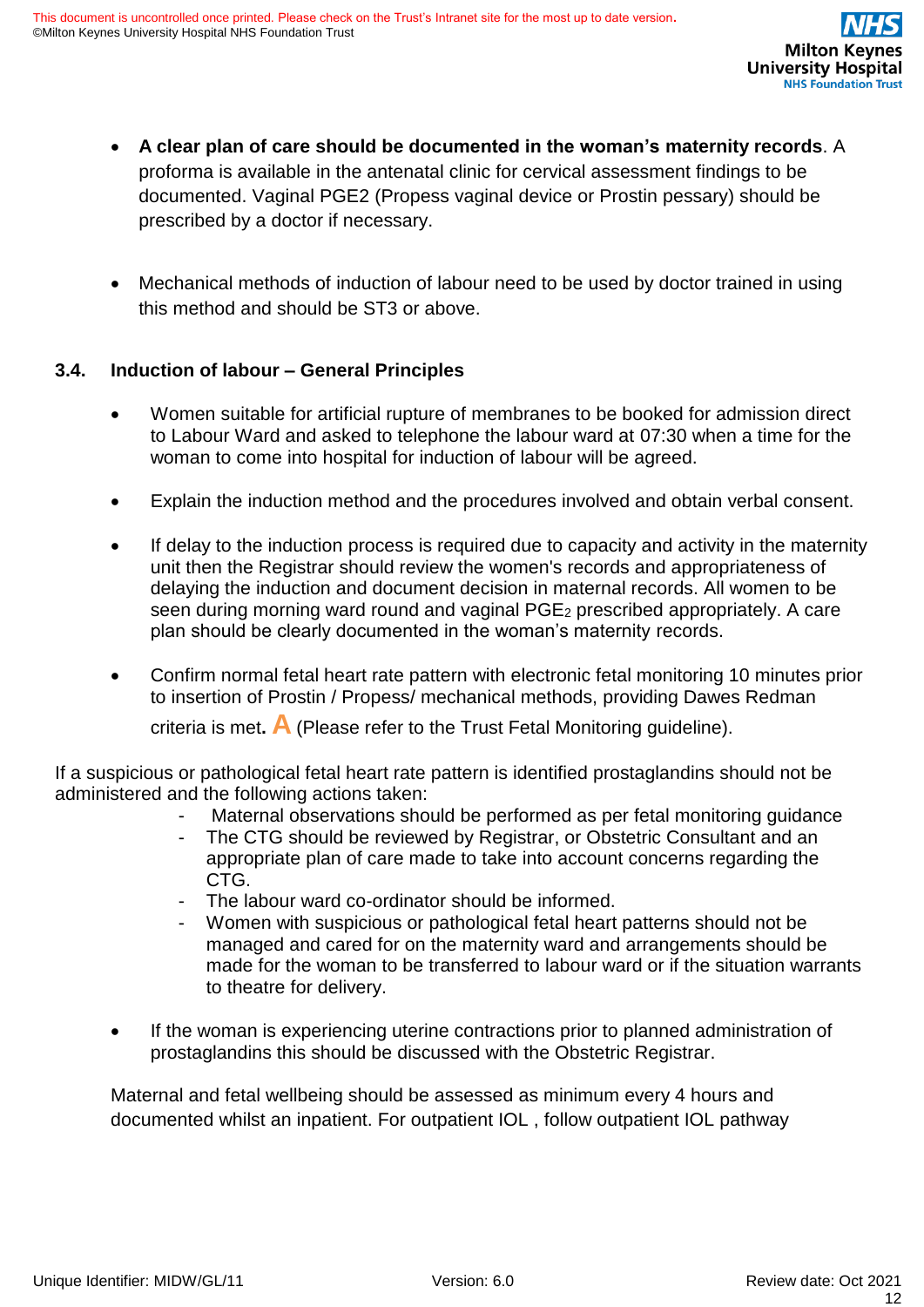- **A clear plan of care should be documented in the woman's maternity records**. A proforma is available in the antenatal clinic for cervical assessment findings to be documented. Vaginal PGE2 (Propess vaginal device or Prostin pessary) should be prescribed by a doctor if necessary.

- Mechanical methods of induction of labour need to be used by doctor trained in using this method and should be ST3 or above.

## 3.4. Induction of labour – General Principles

- Women suitable for artificial rupture of membranes to be booked for admission direct to Labour Ward and asked to telephone the labour ward at 07:30 when a time for the woman to come into hospital for induction of labour will be agreed.

- Explain the induction method and the procedures involved and obtain verbal consent.

- If delay to the induction process is required due to capacity and activity in the maternity unit then the Registrar should review the women's records and appropriateness of delaying the induction and document decision in maternal records. All women to be seen during morning ward round and vaginal $PGE_2$ prescribed appropriately. A care plan should be clearly documented in the woman's maternity records.

- Confirm normal fetal heart rate pattern with electronic fetal monitoring 10 minutes prior to insertion of Prostin / Propess/ mechanical methods, providing Dawes Redman criteria is met**.** **A** (Please refer to the Trust Fetal Monitoring guideline).

If a suspicious or pathological fetal heart rate pattern is identified prostaglandins should not be administered and the following actions taken:

- Maternal observations should be performed as per fetal monitoring guidance
- The CTG should be reviewed by Registrar, or Obstetric Consultant and an appropriate plan of care made to take into account concerns regarding the CTG.
- The labour ward co-ordinator should be informed.
- Women with suspicious or pathological fetal heart patterns should not be managed and cared for on the maternity ward and arrangements should be made for the woman to be transferred to labour ward or if the situation warrants to theatre for delivery.

- If the woman is experiencing uterine contractions prior to planned administration of prostaglandins this should be discussed with the Obstetric Registrar.

Maternal and fetal wellbeing should be assessed as minimum every 4 hours and documented whilst an inpatient. For outpatient IOL , follow outpatient IOL pathway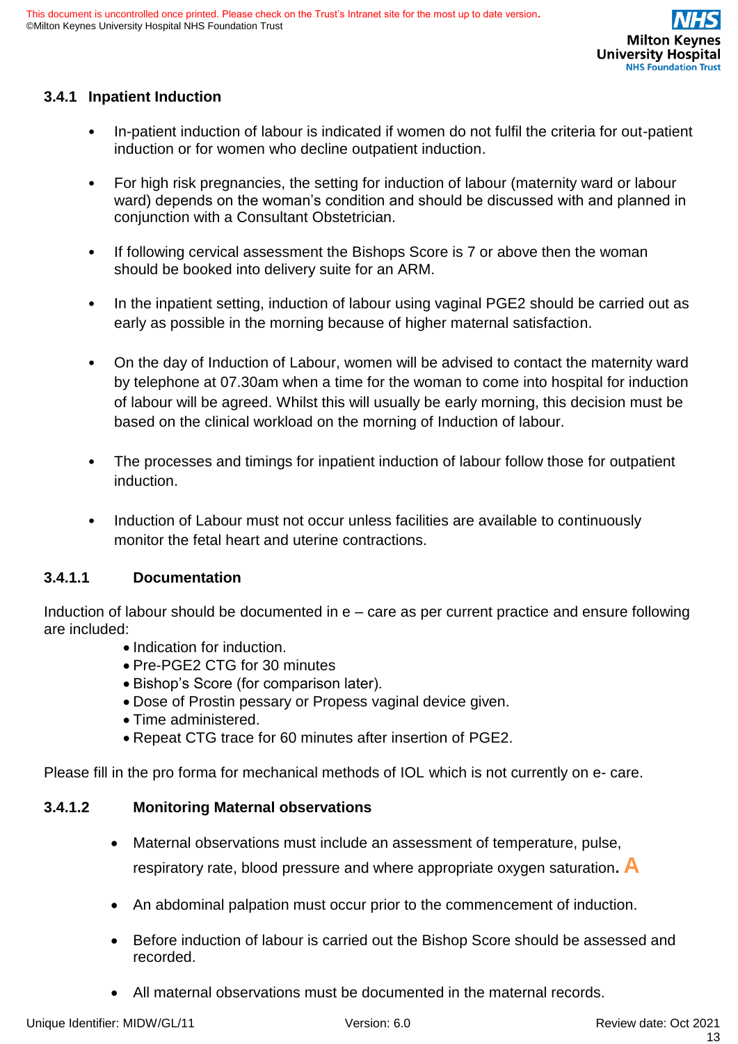### 3.4.1 Inpatient Induction

- In-patient induction of labour is indicated if women do not fulfil the criteria for out-patient induction or for women who decline outpatient induction.
- For high risk pregnancies, the setting for induction of labour (maternity ward or labour ward) depends on the woman's condition and should be discussed with and planned in conjunction with a Consultant Obstetrician.
- If following cervical assessment the Bishops Score is 7 or above then the woman should be booked into delivery suite for an ARM.
- In the inpatient setting, induction of labour using vaginal PGE2 should be carried out as early as possible in the morning because of higher maternal satisfaction.
- On the day of Induction of Labour, women will be advised to contact the maternity ward by telephone at 07.30am when a time for the woman to come into hospital for induction of labour will be agreed. Whilst this will usually be early morning, this decision must be based on the clinical workload on the morning of Induction of labour.
- The processes and timings for inpatient induction of labour follow those for outpatient induction.
- Induction of Labour must not occur unless facilities are available to continuously monitor the fetal heart and uterine contractions.

#### 3.4.1.1 Documentation

Induction of labour should be documented in e – care as per current practice and ensure following are included:

- Indication for induction.
- Pre-PGE2 CTG for 30 minutes
- Bishop's Score (for comparison later).
- Dose of Prostin pessary or Propess vaginal device given.
- Time administered.
- Repeat CTG trace for 60 minutes after insertion of PGE2.

Please fill in the pro forma for mechanical methods of IOL which is not currently on e- care.

#### 3.4.1.2 Monitoring Maternal observations

- Maternal observations must include an assessment of temperature, pulse, respiratory rate, blood pressure and where appropriate oxygen saturation. **A**
- An abdominal palpation must occur prior to the commencement of induction.
- Before induction of labour is carried out the Bishop Score should be assessed and recorded.
- All maternal observations must be documented in the maternal records.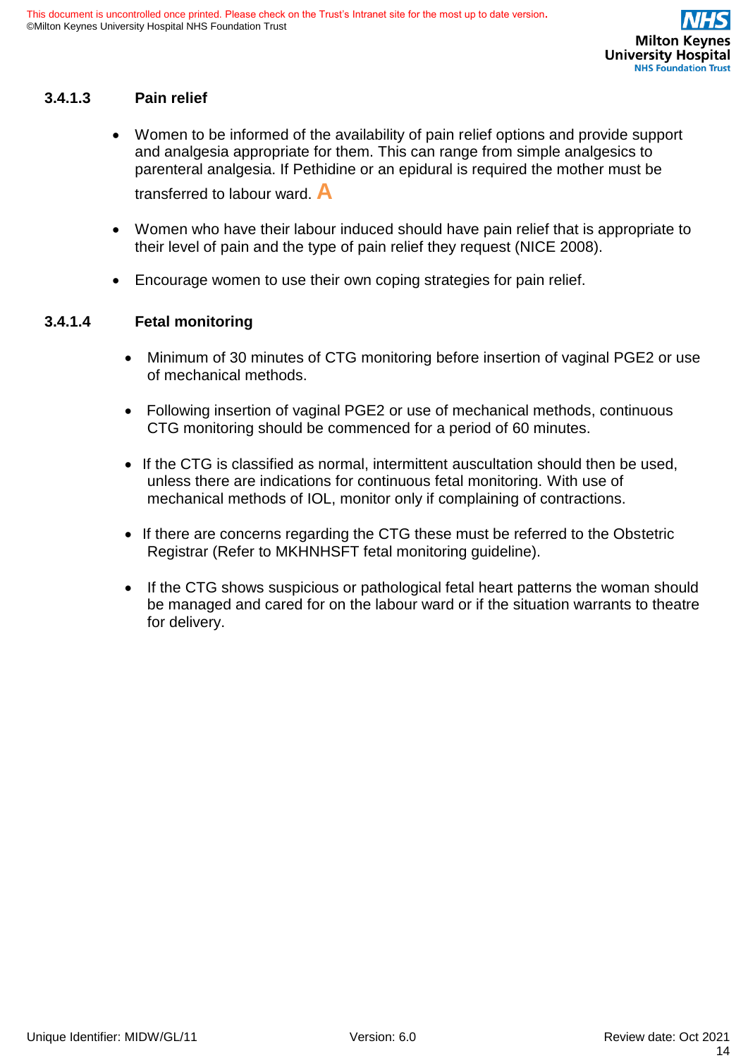### 3.4.1.3 Pain relief

- Women to be informed of the availability of pain relief options and provide support and analgesia appropriate for them. This can range from simple analgesics to parenteral analgesia. If Pethidine or an epidural is required the mother must be transferred to labour ward. **A**
- Women who have their labour induced should have pain relief that is appropriate to their level of pain and the type of pain relief they request (NICE 2008).
- Encourage women to use their own coping strategies for pain relief.

### 3.4.1.4 Fetal monitoring

- Minimum of 30 minutes of CTG monitoring before insertion of vaginal PGE2 or use of mechanical methods.
- Following insertion of vaginal PGE2 or use of mechanical methods, continuous CTG monitoring should be commenced for a period of 60 minutes.
- If the CTG is classified as normal, intermittent auscultation should then be used, unless there are indications for continuous fetal monitoring. With use of mechanical methods of IOL, monitor only if complaining of contractions.
- If there are concerns regarding the CTG these must be referred to the Obstetric Registrar (Refer to MKHNHSFT fetal monitoring guideline).
- If the CTG shows suspicious or pathological fetal heart patterns the woman should be managed and cared for on the labour ward or if the situation warrants to theatre for delivery.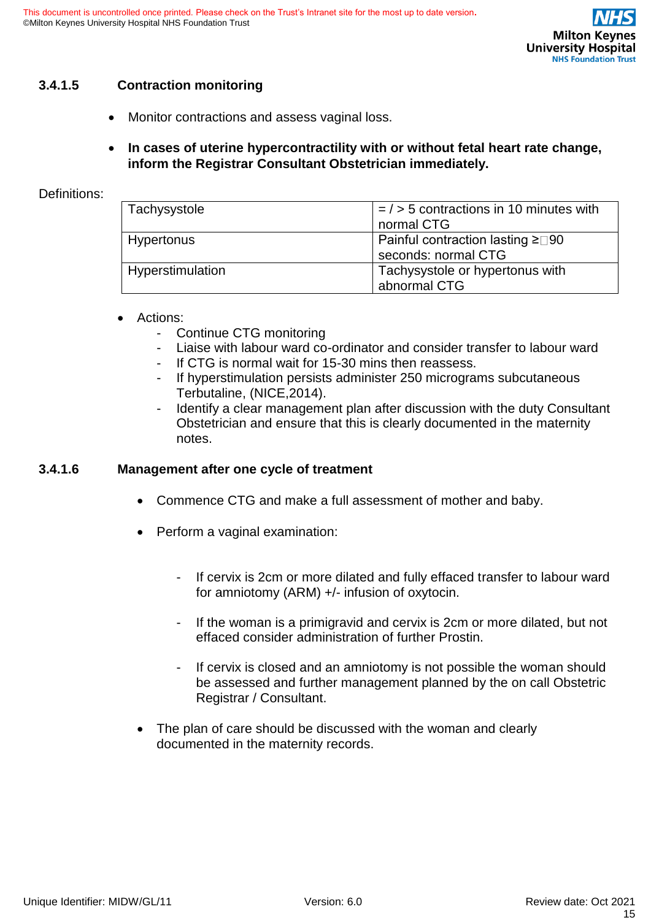### 3.4.1.5 Contraction monitoring

- Monitor contractions and assess vaginal loss.
- **In cases of uterine hypercontractility with or without fetal heart rate change, inform the Registrar Consultant Obstetrician immediately.**

Definitions:

| Tachysystole | = / > 5 contractions in 10 minutes with normal CTG |
|---|---|
| Hypertonus | Painful contraction lasting ≥ 90 seconds: normal CTG |
| Hyperstimulation | Tachysystole or hypertonus with abnormal CTG |

- Actions:
  - Continue CTG monitoring
  - Liaise with labour ward co-ordinator and consider transfer to labour ward
  - If CTG is normal wait for 15-30 mins then reassess.
  - If hyperstimulation persists administer 250 micrograms subcutaneous Terbutaline, (NICE,2014).
  - Identify a clear management plan after discussion with the duty Consultant Obstetrician and ensure that this is clearly documented in the maternity notes.

### 3.4.1.6 Management after one cycle of treatment

- Commence CTG and make a full assessment of mother and baby.
- Perform a vaginal examination:
  - If cervix is 2cm or more dilated and fully effaced transfer to labour ward for amniotomy (ARM) +/- infusion of oxytocin.
  - If the woman is a primigravid and cervix is 2cm or more dilated, but not effaced consider administration of further Prostin.
  - If cervix is closed and an amniotomy is not possible the woman should be assessed and further management planned by the on call Obstetric Registrar / Consultant.
- The plan of care should be discussed with the woman and clearly documented in the maternity records.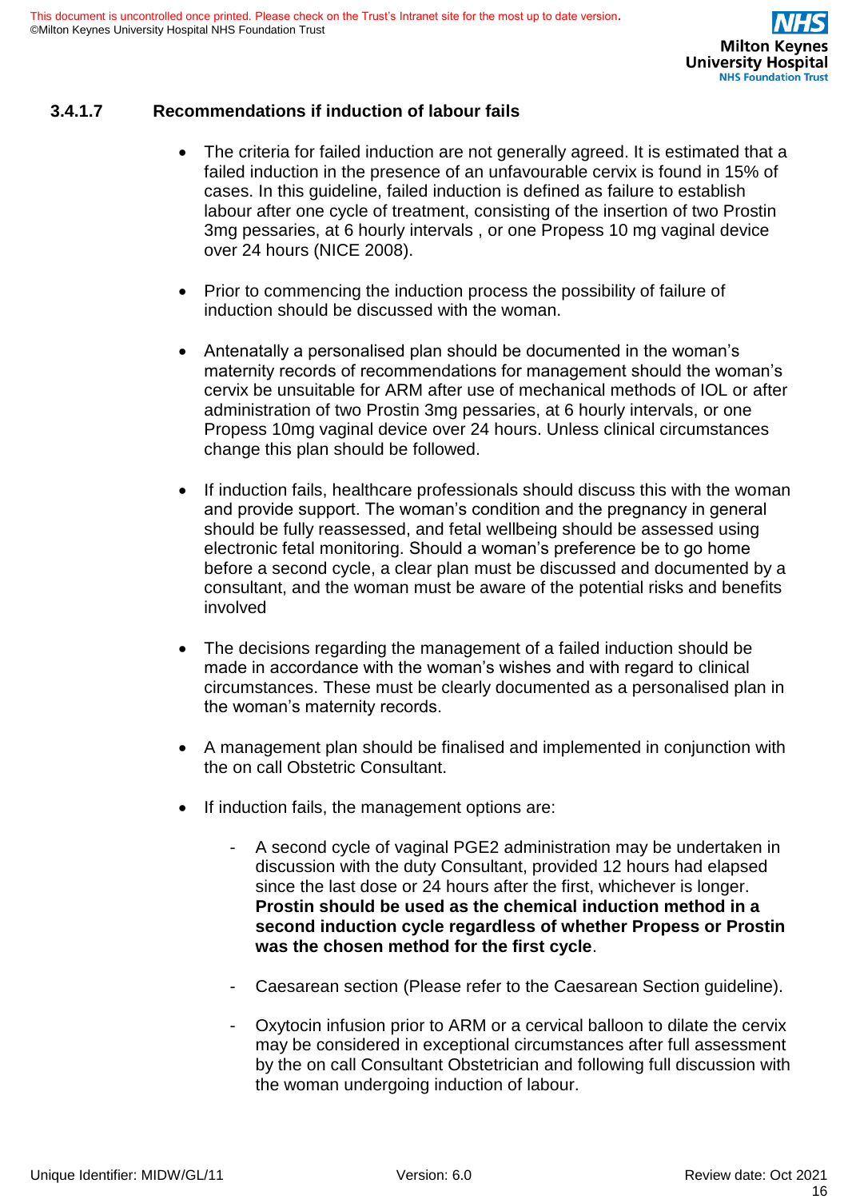### 3.4.1.7 Recommendations if induction of labour fails

- The criteria for failed induction are not generally agreed. It is estimated that a failed induction in the presence of an unfavourable cervix is found in 15% of cases. In this guideline, failed induction is defined as failure to establish labour after one cycle of treatment, consisting of the insertion of two Prostin 3mg pessaries, at 6 hourly intervals , or one Propess 10 mg vaginal device over 24 hours (NICE 2008).

- Prior to commencing the induction process the possibility of failure of induction should be discussed with the woman.

- Antenatally a personalised plan should be documented in the woman's maternity records of recommendations for management should the woman's cervix be unsuitable for ARM after use of mechanical methods of IOL or after administration of two Prostin 3mg pessaries, at 6 hourly intervals, or one Propess 10mg vaginal device over 24 hours. Unless clinical circumstances change this plan should be followed.

- If induction fails, healthcare professionals should discuss this with the woman and provide support. The woman's condition and the pregnancy in general should be fully reassessed, and fetal wellbeing should be assessed using electronic fetal monitoring. Should a woman's preference be to go home before a second cycle, a clear plan must be discussed and documented by a consultant, and the woman must be aware of the potential risks and benefits involved

- The decisions regarding the management of a failed induction should be made in accordance with the woman's wishes and with regard to clinical circumstances. These must be clearly documented as a personalised plan in the woman's maternity records.

- A management plan should be finalised and implemented in conjunction with the on call Obstetric Consultant.

- If induction fails, the management options are:

  - A second cycle of vaginal PGE2 administration may be undertaken in discussion with the duty Consultant, provided 12 hours had elapsed since the last dose or 24 hours after the first, whichever is longer. **Prostin should be used as the chemical induction method in a second induction cycle regardless of whether Propess or Prostin was the chosen method for the first cycle**.

  - Caesarean section (Please refer to the Caesarean Section guideline).

  - Oxytocin infusion prior to ARM or a cervical balloon to dilate the cervix may be considered in exceptional circumstances after full assessment by the on call Consultant Obstetrician and following full discussion with the woman undergoing induction of labour.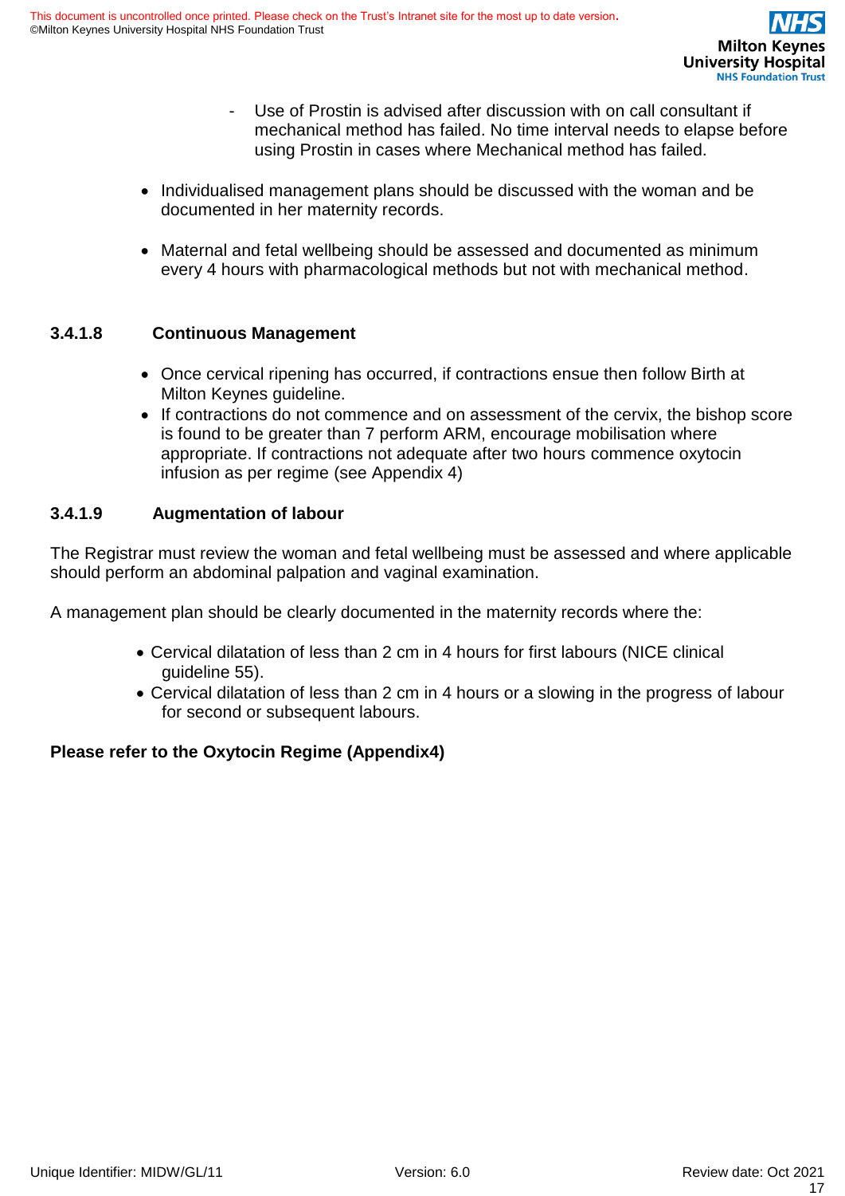- Use of Prostin is advised after discussion with on call consultant if mechanical method has failed. No time interval needs to elapse before using Prostin in cases where Mechanical method has failed.

- Individualised management plans should be discussed with the woman and be documented in her maternity records.

- Maternal and fetal wellbeing should be assessed and documented as minimum every 4 hours with pharmacological methods but not with mechanical method.

### 3.4.1.8 Continuous Management

- Once cervical ripening has occurred, if contractions ensue then follow Birth at Milton Keynes guideline.
- If contractions do not commence and on assessment of the cervix, the bishop score is found to be greater than 7 perform ARM, encourage mobilisation where appropriate. If contractions not adequate after two hours commence oxytocin infusion as per regime (see Appendix 4)

### 3.4.1.9 Augmentation of labour

The Registrar must review the woman and fetal wellbeing must be assessed and where applicable should perform an abdominal palpation and vaginal examination.

A management plan should be clearly documented in the maternity records where the:

- Cervical dilatation of less than 2 cm in 4 hours for first labours (NICE clinical guideline 55).
- Cervical dilatation of less than 2 cm in 4 hours or a slowing in the progress of labour for second or subsequent labours.

**Please refer to the Oxytocin Regime (Appendix4)**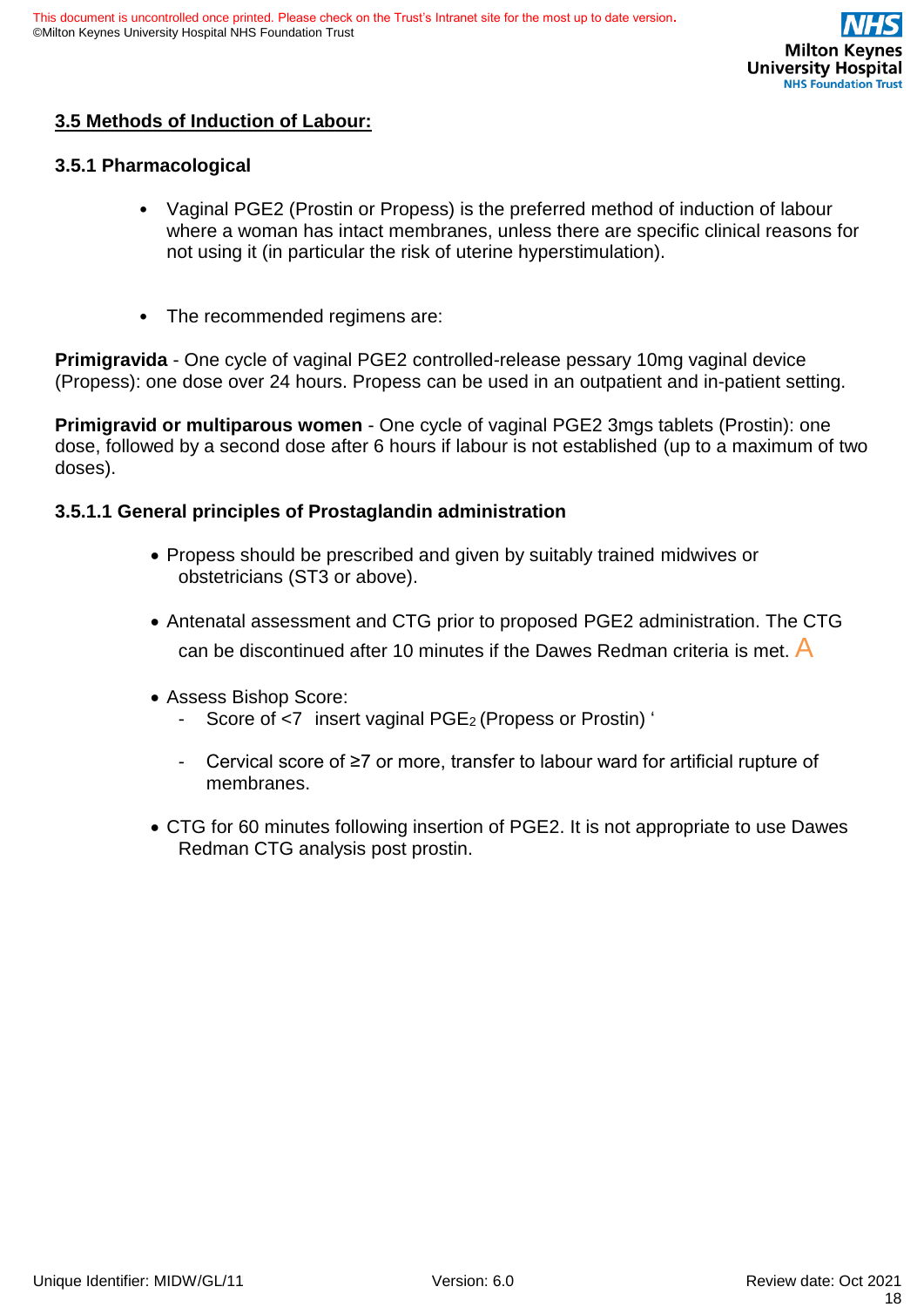## 3.5 Methods of Induction of Labour:

### 3.5.1 Pharmacological

- Vaginal PGE2 (Prostin or Propess) is the preferred method of induction of labour where a woman has intact membranes, unless there are specific clinical reasons for not using it (in particular the risk of uterine hyperstimulation).

- The recommended regimens are:

**Primigravida** - One cycle of vaginal PGE2 controlled-release pessary 10mg vaginal device (Propess): one dose over 24 hours. Propess can be used in an outpatient and in-patient setting.

**Primigravid or multiparous women** - One cycle of vaginal PGE2 3mgs tablets (Prostin): one dose, followed by a second dose after 6 hours if labour is not established (up to a maximum of two doses).

#### 3.5.1.1 General principles of Prostaglandin administration

- Propess should be prescribed and given by suitably trained midwives or obstetricians (ST3 or above).

- Antenatal assessment and CTG prior to proposed PGE2 administration. The CTG can be discontinued after 10 minutes if the Dawes Redman criteria is met. A

- Assess Bishop Score:
  - Score of <7 insert vaginal $PGE_2$ (Propess or Prostin) ‘

  - Cervical score of ≥7 or more, transfer to labour ward for artificial rupture of membranes.

- CTG for 60 minutes following insertion of PGE2. It is not appropriate to use Dawes Redman CTG analysis post prostin.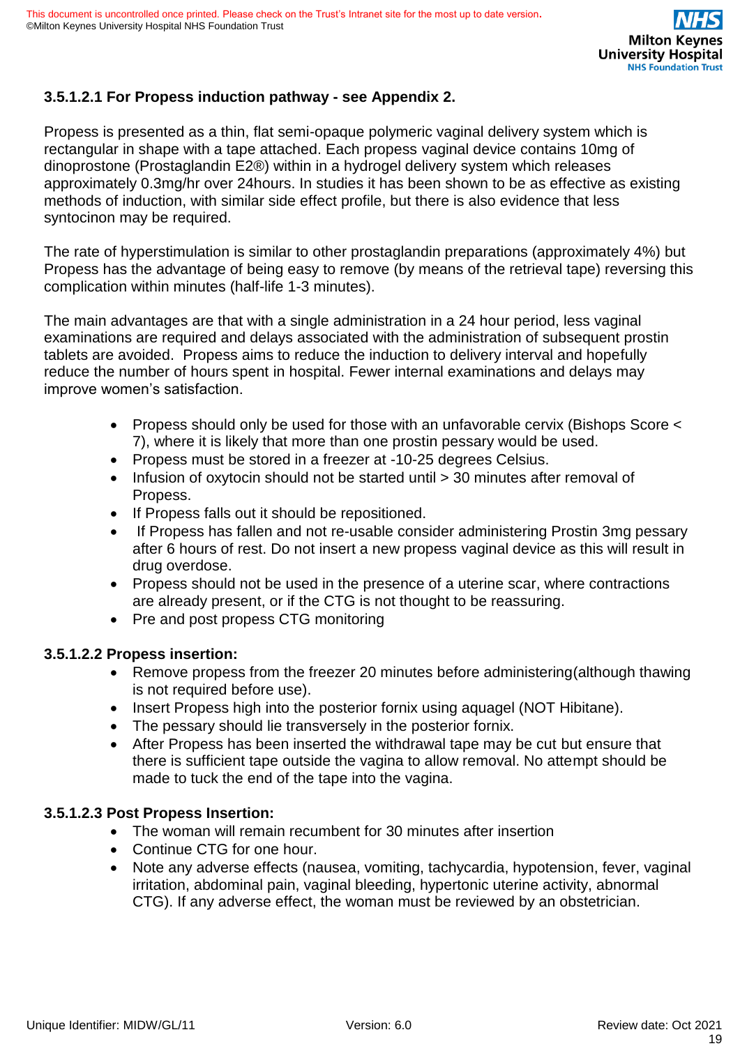### 3.5.1.2.1 For Propess induction pathway - see Appendix 2.

Propess is presented as a thin, flat semi-opaque polymeric vaginal delivery system which is rectangular in shape with a tape attached. Each propess vaginal device contains 10mg of dinoprostone (Prostaglandin E2®) within in a hydrogel delivery system which releases approximately 0.3mg/hr over 24hours. In studies it has been shown to be as effective as existing methods of induction, with similar side effect profile, but there is also evidence that less syntocinon may be required.

The rate of hyperstimulation is similar to other prostaglandin preparations (approximately 4%) but Propess has the advantage of being easy to remove (by means of the retrieval tape) reversing this complication within minutes (half-life 1-3 minutes).

The main advantages are that with a single administration in a 24 hour period, less vaginal examinations are required and delays associated with the administration of subsequent prostin tablets are avoided. Propess aims to reduce the induction to delivery interval and hopefully reduce the number of hours spent in hospital. Fewer internal examinations and delays may improve women's satisfaction.

- Propess should only be used for those with an unfavorable cervix (Bishops Score < 7), where it is likely that more than one prostin pessary would be used.
- Propess must be stored in a freezer at -10-25 degrees Celsius.
- Infusion of oxytocin should not be started until > 30 minutes after removal of Propess.
- If Propess falls out it should be repositioned.
- If Propess has fallen and not re-usable consider administering Prostin 3mg pessary after 6 hours of rest. Do not insert a new propess vaginal device as this will result in drug overdose.
- Propess should not be used in the presence of a uterine scar, where contractions are already present, or if the CTG is not thought to be reassuring.
- Pre and post propess CTG monitoring

### 3.5.1.2.2 Propess insertion:

- Remove propess from the freezer 20 minutes before administering(although thawing is not required before use).
- Insert Propess high into the posterior fornix using aquagel (NOT Hibitane).
- The pessary should lie transversely in the posterior fornix.
- After Propess has been inserted the withdrawal tape may be cut but ensure that there is sufficient tape outside the vagina to allow removal. No attempt should be made to tuck the end of the tape into the vagina.

### 3.5.1.2.3 Post Propess Insertion:

- The woman will remain recumbent for 30 minutes after insertion
- Continue CTG for one hour.
- Note any adverse effects (nausea, vomiting, tachycardia, hypotension, fever, vaginal irritation, abdominal pain, vaginal bleeding, hypertonic uterine activity, abnormal CTG). If any adverse effect, the woman must be reviewed by an obstetrician.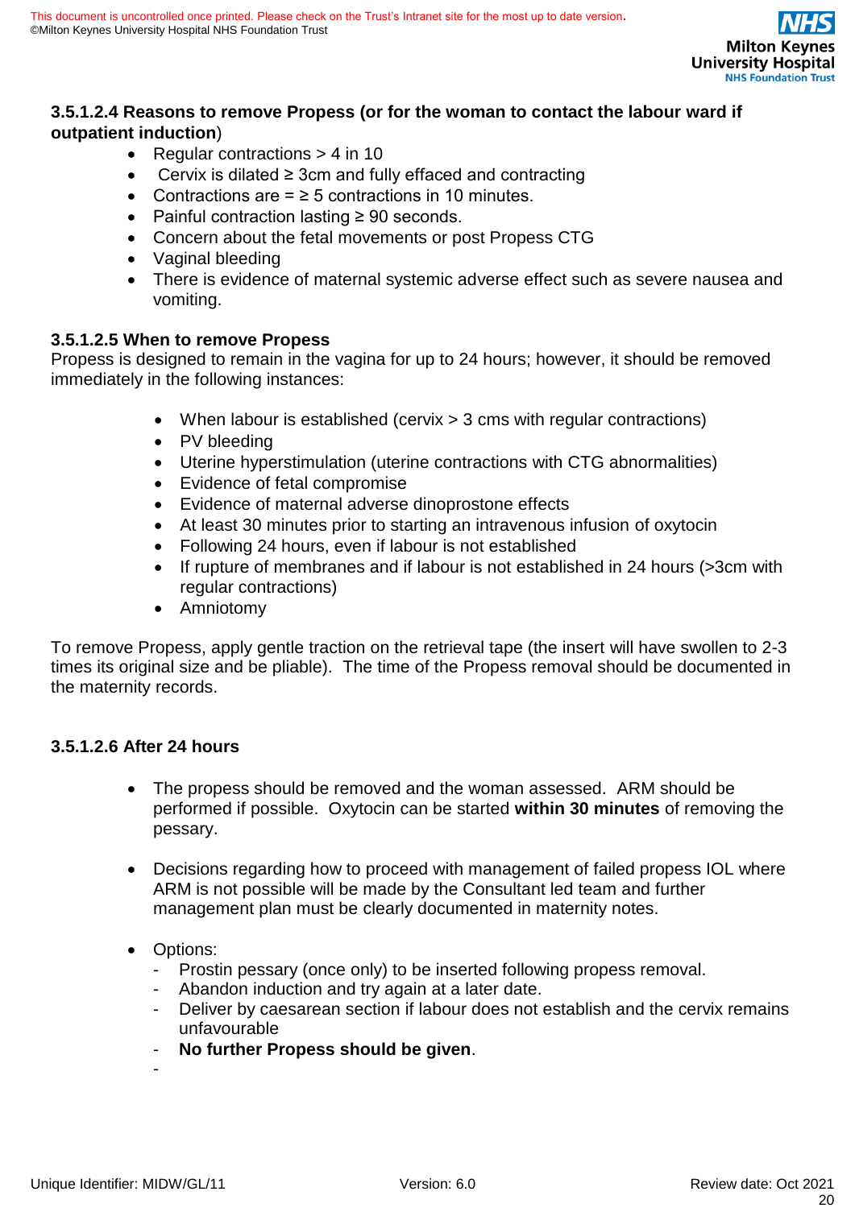#### 3.5.1.2.4 Reasons to remove Propess (or for the woman to contact the labour ward if outpatient induction)

- Regular contractions > 4 in 10
- Cervix is dilated ≥ 3cm and fully effaced and contracting
- Contractions are = ≥ 5 contractions in 10 minutes.
- Painful contraction lasting ≥ 90 seconds.
- Concern about the fetal movements or post Propess CTG
- Vaginal bleeding
- There is evidence of maternal systemic adverse effect such as severe nausea and vomiting.

#### 3.5.1.2.5 When to remove Propess

Propess is designed to remain in the vagina for up to 24 hours; however, it should be removed immediately in the following instances:

- When labour is established (cervix > 3 cms with regular contractions)
- PV bleeding
- Uterine hyperstimulation (uterine contractions with CTG abnormalities)
- Evidence of fetal compromise
- Evidence of maternal adverse dinoprostone effects
- At least 30 minutes prior to starting an intravenous infusion of oxytocin
- Following 24 hours, even if labour is not established
- If rupture of membranes and if labour is not established in 24 hours (>3cm with regular contractions)
- Amniotomy

To remove Propess, apply gentle traction on the retrieval tape (the insert will have swollen to 2-3 times its original size and be pliable). The time of the Propess removal should be documented in the maternity records.

#### 3.5.1.2.6 After 24 hours

- The propess should be removed and the woman assessed. ARM should be performed if possible. Oxytocin can be started **within 30 minutes** of removing the pessary.

- Decisions regarding how to proceed with management of failed propess IOL where ARM is not possible will be made by the Consultant led team and further management plan must be clearly documented in maternity notes.

- Options:
  - Prostin pessary (once only) to be inserted following propess removal.
  - Abandon induction and try again at a later date.
  - Deliver by caesarean section if labour does not establish and the cervix remains unfavourable
  - **No further Propess should be given**.
  -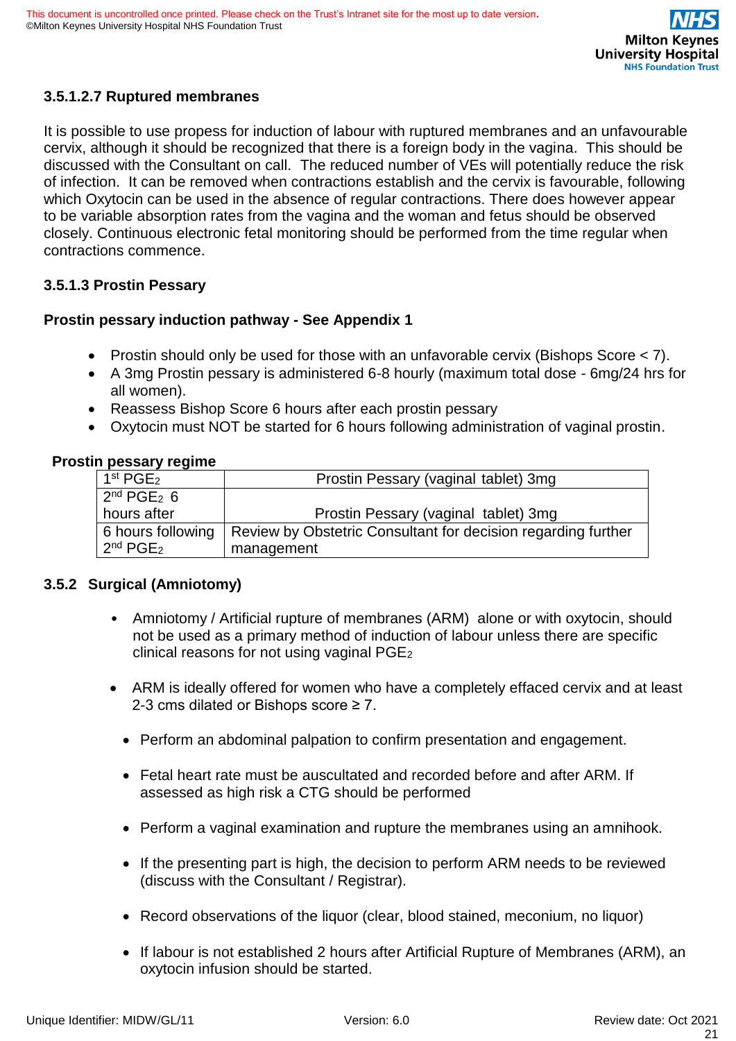### 3.5.1.2.7 Ruptured membranes

It is possible to use propess for induction of labour with ruptured membranes and an unfavourable cervix, although it should be recognized that there is a foreign body in the vagina. This should be discussed with the Consultant on call. The reduced number of VEs will potentially reduce the risk of infection. It can be removed when contractions establish and the cervix is favourable, following which Oxytocin can be used in the absence of regular contractions. There does however appear to be variable absorption rates from the vagina and the woman and fetus should be observed closely. Continuous electronic fetal monitoring should be performed from the time regular when contractions commence.

### 3.5.1.3 Prostin Pessary

**Prostin pessary induction pathway - See Appendix 1**

- Prostin should only be used for those with an unfavorable cervix (Bishops Score < 7).
- A 3mg Prostin pessary is administered 6-8 hourly (maximum total dose - 6mg/24 hrs for all women).
- Reassess Bishop Score 6 hours after each prostin pessary
- Oxytocin must NOT be started for 6 hours following administration of vaginal prostin.

**Prostin pessary regime**

| | |
|---|---|
| 1st $PGE_2$ | Prostin Pessary (vaginal tablet) 3mg |
| 2nd $PGE_2$ 6 hours after | Prostin Pessary (vaginal tablet) 3mg |
| 6 hours following 2nd $PGE_2$ | Review by Obstetric Consultant for decision regarding further management |

### 3.5.2 Surgical (Amniotomy)

- Amniotomy / Artificial rupture of membranes (ARM) alone or with oxytocin, should not be used as a primary method of induction of labour unless there are specific clinical reasons for not using vaginal $PGE_2$
- ARM is ideally offered for women who have a completely effaced cervix and at least 2-3 cms dilated or Bishops score ≥ 7.
- Perform an abdominal palpation to confirm presentation and engagement.
- Fetal heart rate must be auscultated and recorded before and after ARM. If assessed as high risk a CTG should be performed
- Perform a vaginal examination and rupture the membranes using an amnihook.
- If the presenting part is high, the decision to perform ARM needs to be reviewed (discuss with the Consultant / Registrar).
- Record observations of the liquor (clear, blood stained, meconium, no liquor)
- If labour is not established 2 hours after Artificial Rupture of Membranes (ARM), an oxytocin infusion should be started.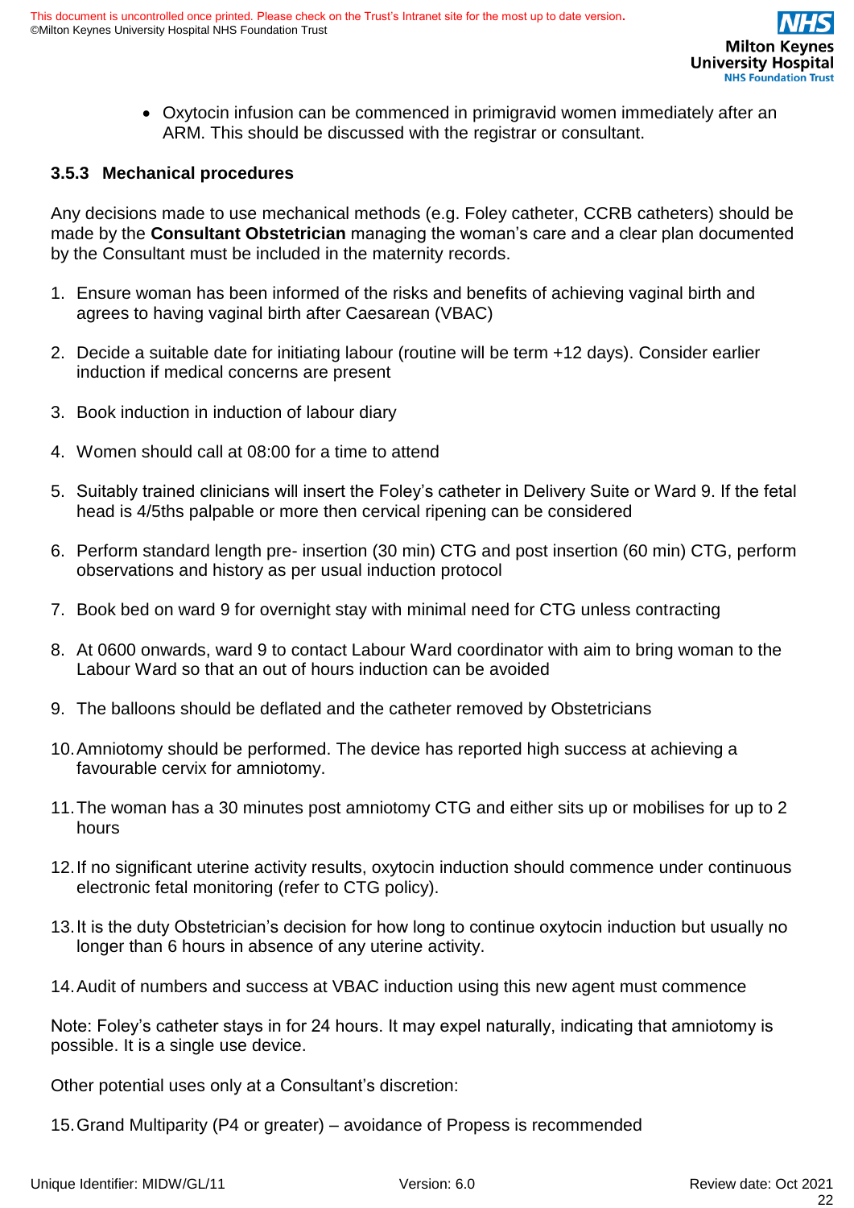- Oxytocin infusion can be commenced in primigravid women immediately after an ARM. This should be discussed with the registrar or consultant.

### 3.5.3 Mechanical procedures

Any decisions made to use mechanical methods (e.g. Foley catheter, CCRB catheters) should be made by the **Consultant Obstetrician** managing the woman's care and a clear plan documented by the Consultant must be included in the maternity records.

1. Ensure woman has been informed of the risks and benefits of achieving vaginal birth and agrees to having vaginal birth after Caesarean (VBAC)

2. Decide a suitable date for initiating labour (routine will be term +12 days). Consider earlier induction if medical concerns are present

3. Book induction in induction of labour diary

4. Women should call at 08:00 for a time to attend

5. Suitably trained clinicians will insert the Foley's catheter in Delivery Suite or Ward 9. If the fetal head is 4/5ths palpable or more then cervical ripening can be considered

6. Perform standard length pre- insertion (30 min) CTG and post insertion (60 min) CTG, perform observations and history as per usual induction protocol

7. Book bed on ward 9 for overnight stay with minimal need for CTG unless contracting

8. At 0600 onwards, ward 9 to contact Labour Ward coordinator with aim to bring woman to the Labour Ward so that an out of hours induction can be avoided

9. The balloons should be deflated and the catheter removed by Obstetricians

10. Amniotomy should be performed. The device has reported high success at achieving a favourable cervix for amniotomy.

11. The woman has a 30 minutes post amniotomy CTG and either sits up or mobilises for up to 2 hours

12. If no significant uterine activity results, oxytocin induction should commence under continuous electronic fetal monitoring (refer to CTG policy).

13. It is the duty Obstetrician's decision for how long to continue oxytocin induction but usually no longer than 6 hours in absence of any uterine activity.

14. Audit of numbers and success at VBAC induction using this new agent must commence

Note: Foley's catheter stays in for 24 hours. It may expel naturally, indicating that amniotomy is possible. It is a single use device.

Other potential uses only at a Consultant's discretion:

15. Grand Multiparity (P4 or greater) – avoidance of Propess is recommended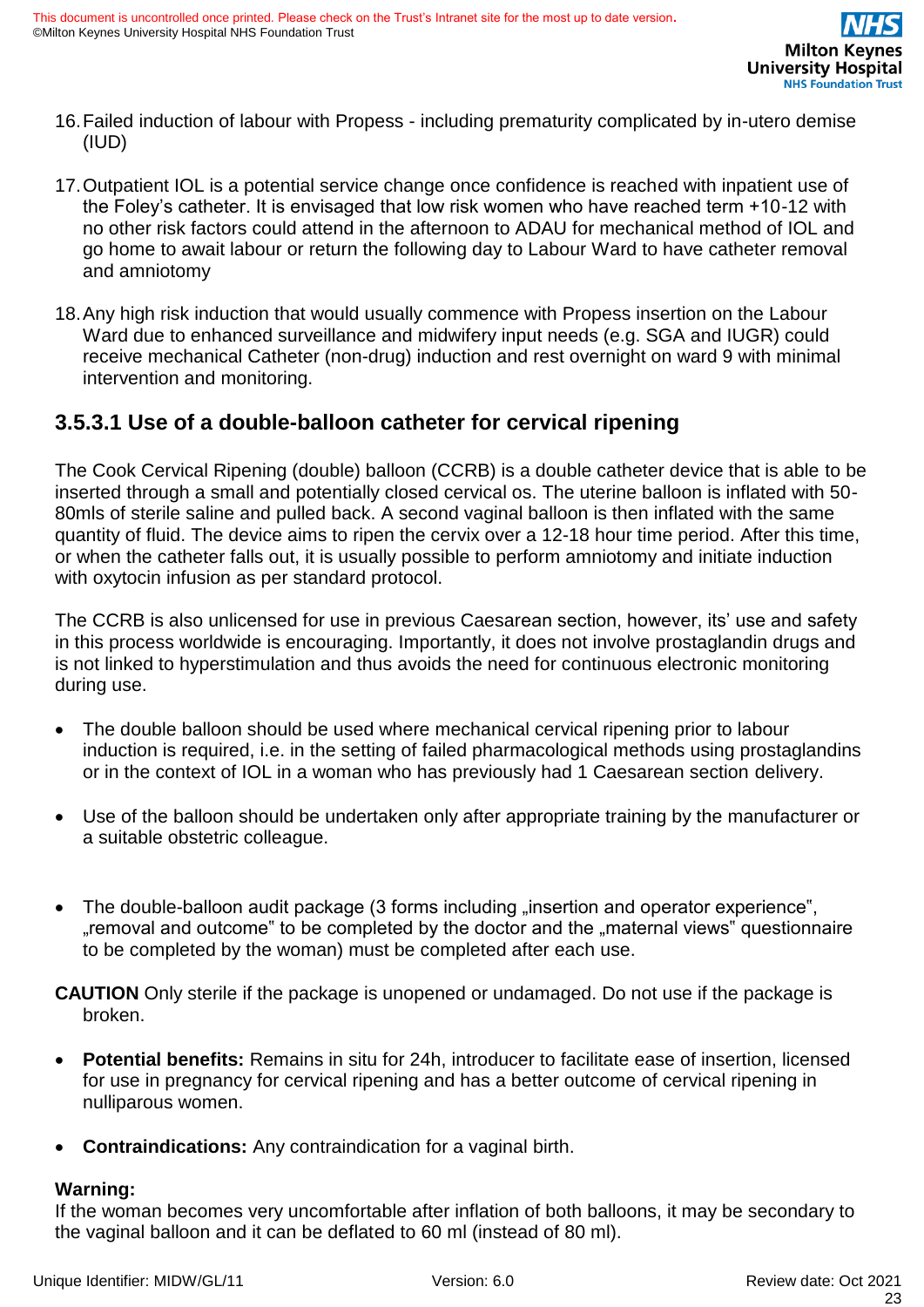16. Failed induction of labour with Propess - including prematurity complicated by in-utero demise (IUD)

17. Outpatient IOL is a potential service change once confidence is reached with inpatient use of the Foley's catheter. It is envisaged that low risk women who have reached term +10-12 with no other risk factors could attend in the afternoon to ADAU for mechanical method of IOL and go home to await labour or return the following day to Labour Ward to have catheter removal and amniotomy

18. Any high risk induction that would usually commence with Propess insertion on the Labour Ward due to enhanced surveillance and midwifery input needs (e.g. SGA and IUGR) could receive mechanical Catheter (non-drug) induction and rest overnight on ward 9 with minimal intervention and monitoring.

### 3.5.3.1 Use of a double-balloon catheter for cervical ripening

The Cook Cervical Ripening (double) balloon (CCRB) is a double catheter device that is able to be inserted through a small and potentially closed cervical os. The uterine balloon is inflated with 50-80mls of sterile saline and pulled back. A second vaginal balloon is then inflated with the same quantity of fluid. The device aims to ripen the cervix over a 12-18 hour time period. After this time, or when the catheter falls out, it is usually possible to perform amniotomy and initiate induction with oxytocin infusion as per standard protocol.

The CCRB is also unlicensed for use in previous Caesarean section, however, its' use and safety in this process worldwide is encouraging. Importantly, it does not involve prostaglandin drugs and is not linked to hyperstimulation and thus avoids the need for continuous electronic monitoring during use.

- The double balloon should be used where mechanical cervical ripening prior to labour induction is required, i.e. in the setting of failed pharmacological methods using prostaglandins or in the context of IOL in a woman who has previously had 1 Caesarean section delivery.

- Use of the balloon should be undertaken only after appropriate training by the manufacturer or a suitable obstetric colleague.

- The double-balloon audit package (3 forms including „insertion and operator experience‟, „removal and outcome‟ to be completed by the doctor and the „maternal views‟ questionnaire to be completed by the woman) must be completed after each use.

**CAUTION** Only sterile if the package is unopened or undamaged. Do not use if the package is broken.

- **Potential benefits:** Remains in situ for 24h, introducer to facilitate ease of insertion, licensed for use in pregnancy for cervical ripening and has a better outcome of cervical ripening in nulliparous women.

- **Contraindications:** Any contraindication for a vaginal birth.

**Warning:**
If the woman becomes very uncomfortable after inflation of both balloons, it may be secondary to the vaginal balloon and it can be deflated to 60 ml (instead of 80 ml).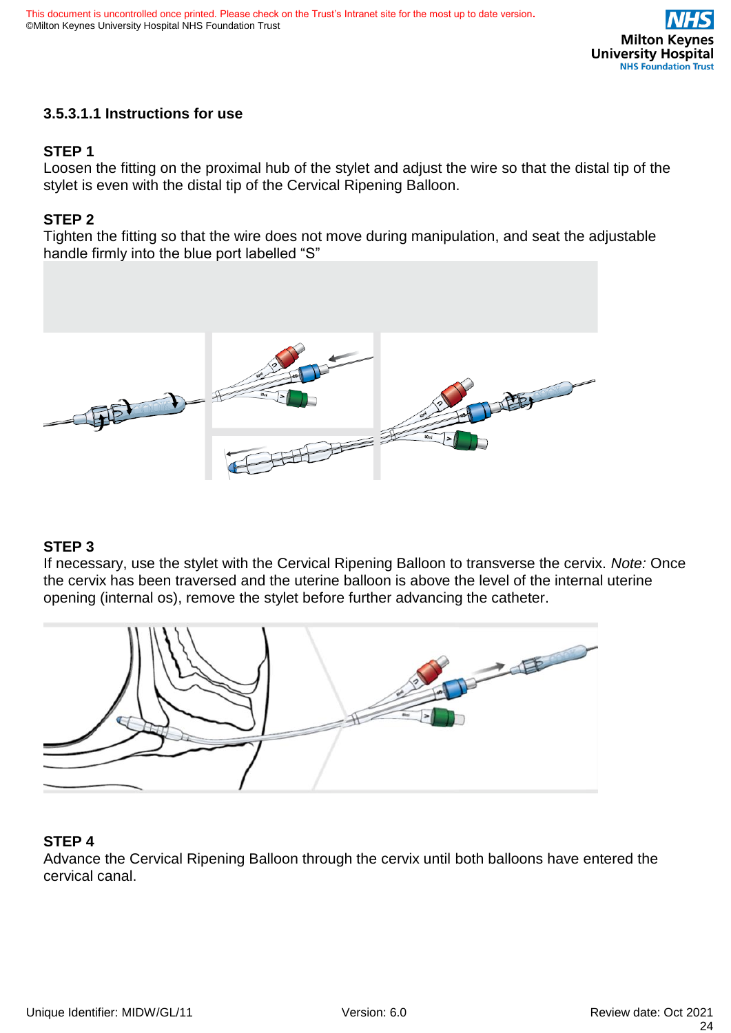### 3.5.3.1.1 Instructions for use

**STEP 1**
Loosen the fitting on the proximal hub of the stylet and adjust the wire so that the distal tip of the stylet is even with the distal tip of the Cervical Ripening Balloon.

**STEP 2**
Tighten the fitting so that the wire does not move during manipulation, and seat the adjustable handle firmly into the blue port labelled “S”

**STEP 3**
If necessary, use the stylet with the Cervical Ripening Balloon to transverse the cervix. *Note:* Once the cervix has been traversed and the uterine balloon is above the level of the internal uterine opening (internal os), remove the stylet before further advancing the catheter.

**STEP 4**
Advance the Cervical Ripening Balloon through the cervix until both balloons have entered the cervical canal.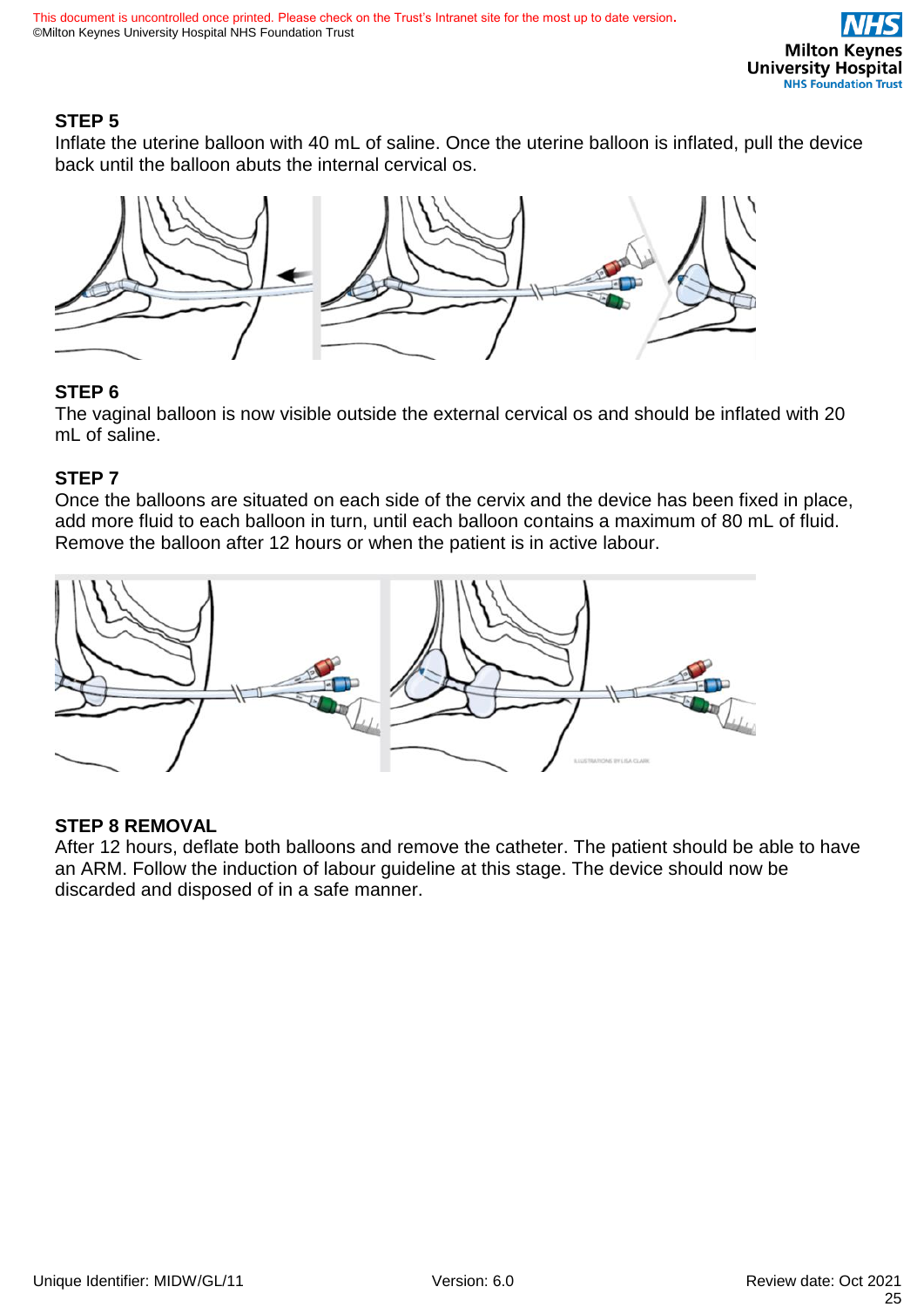### STEP 5

Inflate the uterine balloon with 40 mL of saline. Once the uterine balloon is inflated, pull the device back until the balloon abuts the internal cervical os.

### STEP 6

The vaginal balloon is now visible outside the external cervical os and should be inflated with 20 mL of saline.

### STEP 7

Once the balloons are situated on each side of the cervix and the device has been fixed in place, add more fluid to each balloon in turn, until each balloon contains a maximum of 80 mL of fluid. Remove the balloon after 12 hours or when the patient is in active labour.

### STEP 8 REMOVAL

After 12 hours, deflate both balloons and remove the catheter. The patient should be able to have an ARM. Follow the induction of labour guideline at this stage. The device should now be discarded and disposed of in a safe manner.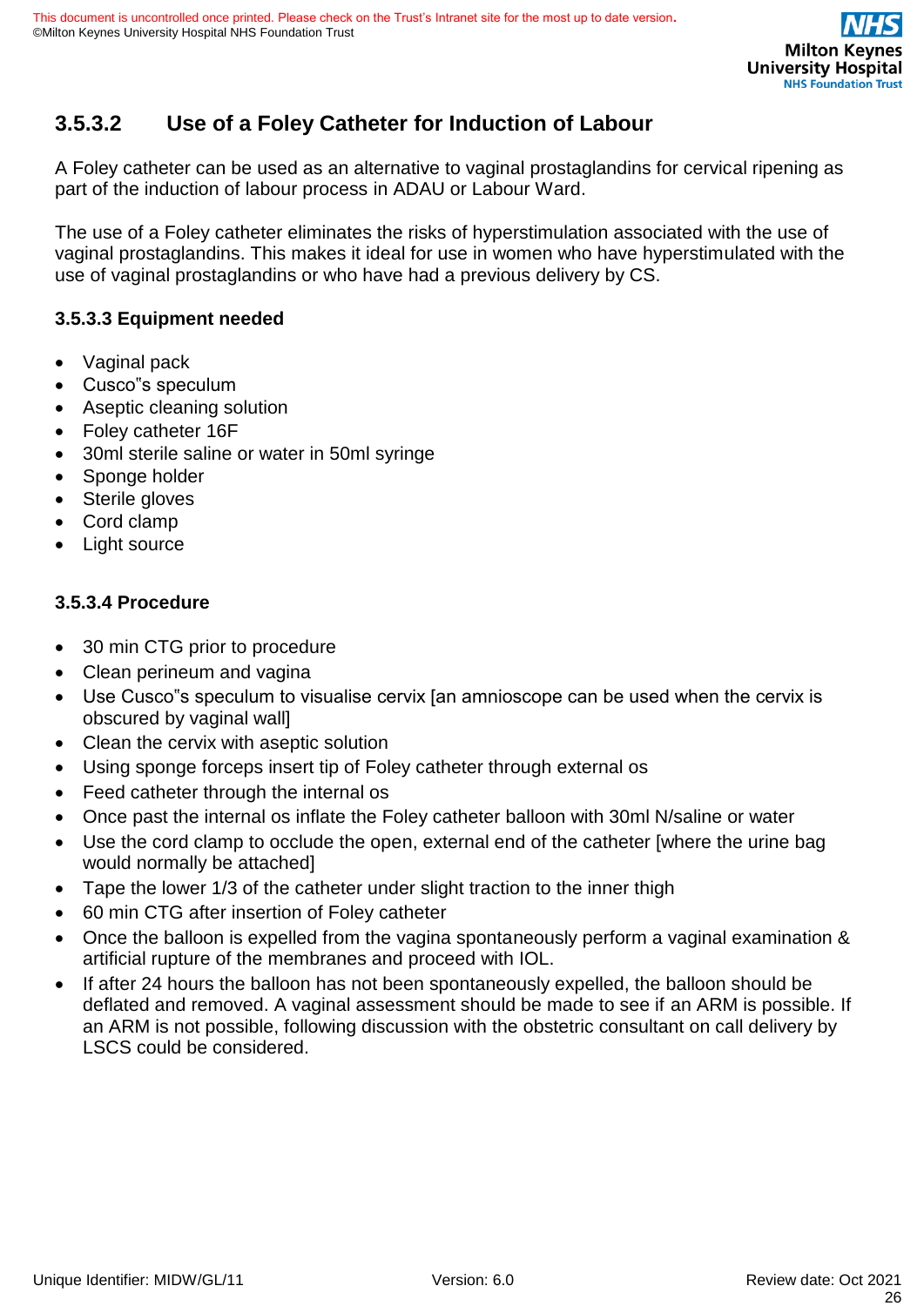### 3.5.3.2 Use of a Foley Catheter for Induction of Labour

A Foley catheter can be used as an alternative to vaginal prostaglandins for cervical ripening as part of the induction of labour process in ADAU or Labour Ward.

The use of a Foley catheter eliminates the risks of hyperstimulation associated with the use of vaginal prostaglandins. This makes it ideal for use in women who have hyperstimulated with the use of vaginal prostaglandins or who have had a previous delivery by CS.

#### 3.5.3.3 Equipment needed

- Vaginal pack
- Cusco"s speculum
- Aseptic cleaning solution
- Foley catheter 16F
- 30ml sterile saline or water in 50ml syringe
- Sponge holder
- Sterile gloves
- Cord clamp
- Light source

#### 3.5.3.4 Procedure

- 30 min CTG prior to procedure
- Clean perineum and vagina
- Use Cusco"s speculum to visualise cervix [an amnioscope can be used when the cervix is obscured by vaginal wall]
- Clean the cervix with aseptic solution
- Using sponge forceps insert tip of Foley catheter through external os
- Feed catheter through the internal os
- Once past the internal os inflate the Foley catheter balloon with 30ml N/saline or water
- Use the cord clamp to occlude the open, external end of the catheter [where the urine bag would normally be attached]
- Tape the lower 1/3 of the catheter under slight traction to the inner thigh
- 60 min CTG after insertion of Foley catheter
- Once the balloon is expelled from the vagina spontaneously perform a vaginal examination & artificial rupture of the membranes and proceed with IOL.
- If after 24 hours the balloon has not been spontaneously expelled, the balloon should be deflated and removed. A vaginal assessment should be made to see if an ARM is possible. If an ARM is not possible, following discussion with the obstetric consultant on call delivery by LSCS could be considered.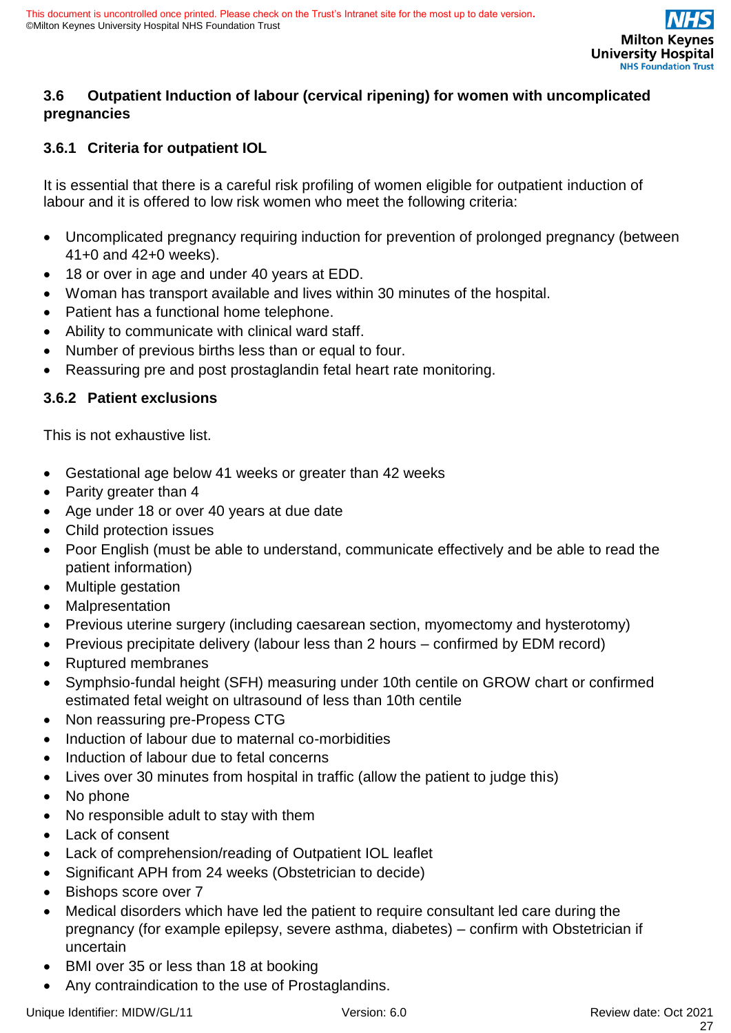### 3.6 Outpatient Induction of labour (cervical ripening) for women with uncomplicated pregnancies

#### 3.6.1 Criteria for outpatient IOL

It is essential that there is a careful risk profiling of women eligible for outpatient induction of labour and it is offered to low risk women who meet the following criteria:

- Uncomplicated pregnancy requiring induction for prevention of prolonged pregnancy (between 41+0 and 42+0 weeks).
- 18 or over in age and under 40 years at EDD.
- Woman has transport available and lives within 30 minutes of the hospital.
- Patient has a functional home telephone.
- Ability to communicate with clinical ward staff.
- Number of previous births less than or equal to four.
- Reassuring pre and post prostaglandin fetal heart rate monitoring.

#### 3.6.2 Patient exclusions

This is not exhaustive list.

- Gestational age below 41 weeks or greater than 42 weeks
- Parity greater than 4
- Age under 18 or over 40 years at due date
- Child protection issues
- Poor English (must be able to understand, communicate effectively and be able to read the patient information)
- Multiple gestation
- Malpresentation
- Previous uterine surgery (including caesarean section, myomectomy and hysterotomy)
- Previous precipitate delivery (labour less than 2 hours – confirmed by EDM record)
- Ruptured membranes
- Symphsio-fundal height (SFH) measuring under 10th centile on GROW chart or confirmed estimated fetal weight on ultrasound of less than 10th centile
- Non reassuring pre-Propess CTG
- Induction of labour due to maternal co-morbidities
- Induction of labour due to fetal concerns
- Lives over 30 minutes from hospital in traffic (allow the patient to judge this)
- No phone
- No responsible adult to stay with them
- Lack of consent
- Lack of comprehension/reading of Outpatient IOL leaflet
- Significant APH from 24 weeks (Obstetrician to decide)
- Bishops score over 7
- Medical disorders which have led the patient to require consultant led care during the pregnancy (for example epilepsy, severe asthma, diabetes) – confirm with Obstetrician if uncertain
- BMI over 35 or less than 18 at booking
- Any contraindication to the use of Prostaglandins.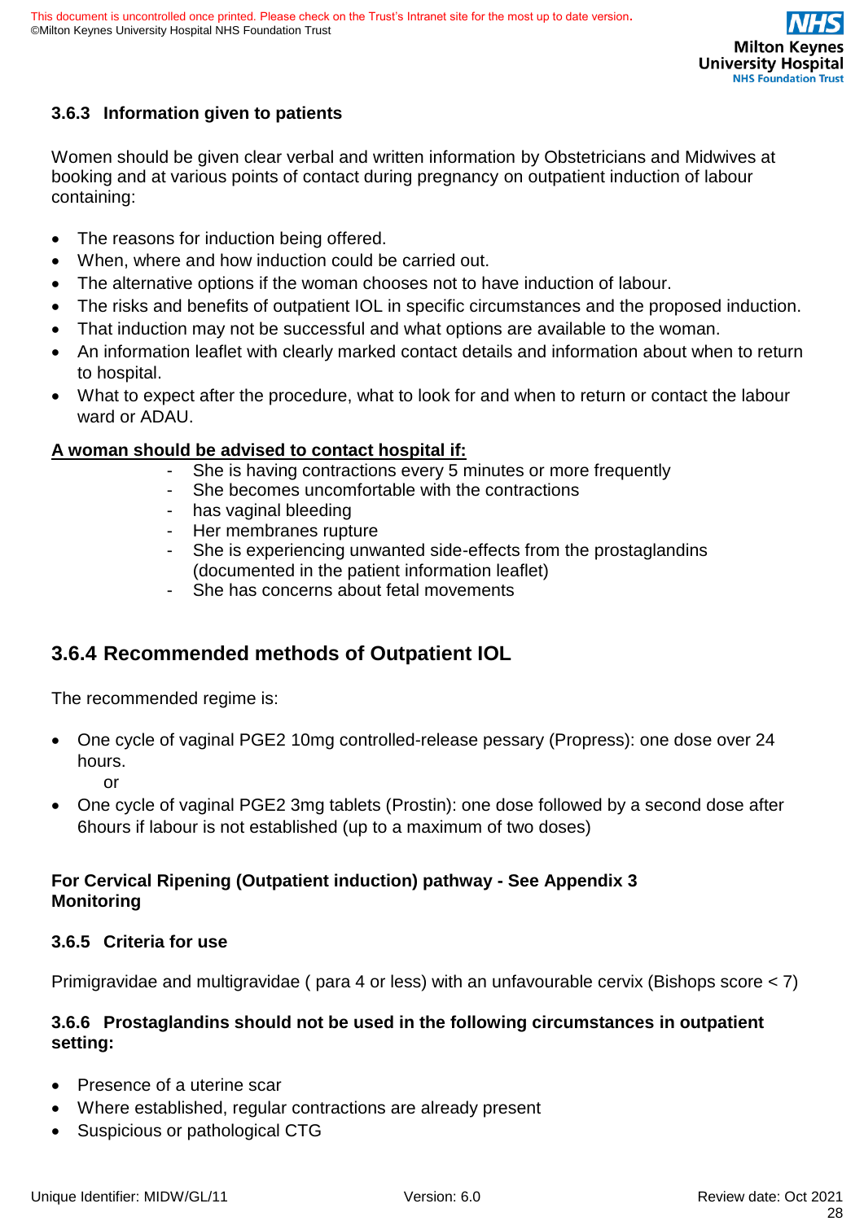### 3.6.3 Information given to patients

Women should be given clear verbal and written information by Obstetricians and Midwives at booking and at various points of contact during pregnancy on outpatient induction of labour containing:

- The reasons for induction being offered.
- When, where and how induction could be carried out.
- The alternative options if the woman chooses not to have induction of labour.
- The risks and benefits of outpatient IOL in specific circumstances and the proposed induction.
- That induction may not be successful and what options are available to the woman.
- An information leaflet with clearly marked contact details and information about when to return to hospital.
- What to expect after the procedure, what to look for and when to return or contact the labour ward or ADAU.

**A woman should be advised to contact hospital if:**

- She is having contractions every 5 minutes or more frequently
- She becomes uncomfortable with the contractions
- has vaginal bleeding
- Her membranes rupture
- She is experiencing unwanted side-effects from the prostaglandins (documented in the patient information leaflet)
- She has concerns about fetal movements

## 3.6.4 Recommended methods of Outpatient IOL

The recommended regime is:

- One cycle of vaginal PGE2 10mg controlled-release pessary (Propress): one dose over 24 hours.
  
  or
- One cycle of vaginal PGE2 3mg tablets (Prostin): one dose followed by a second dose after 6hours if labour is not established (up to a maximum of two doses)

**For Cervical Ripening (Outpatient induction) pathway - See Appendix 3**
**Monitoring**

### 3.6.5 Criteria for use

Primigravidae and multigravidae ( para 4 or less) with an unfavourable cervix (Bishops score < 7)

### 3.6.6 Prostaglandins should not be used in the following circumstances in outpatient setting:

- Presence of a uterine scar
- Where established, regular contractions are already present
- Suspicious or pathological CTG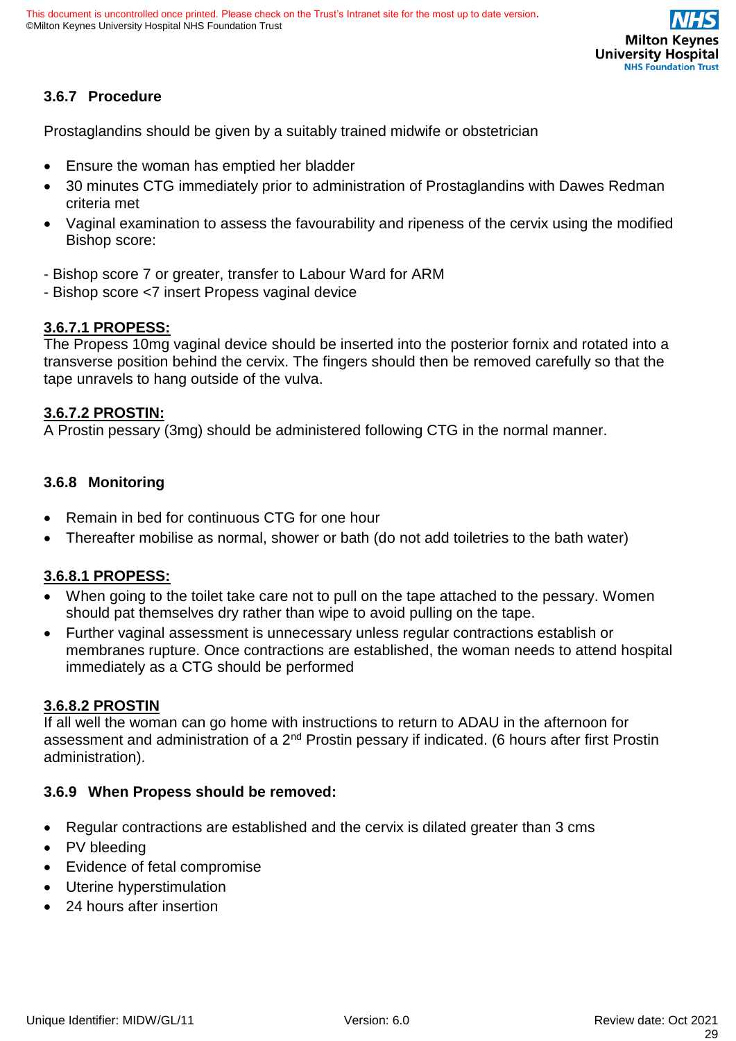### 3.6.7 Procedure

Prostaglandins should be given by a suitably trained midwife or obstetrician

- Ensure the woman has emptied her bladder
- 30 minutes CTG immediately prior to administration of Prostaglandins with Dawes Redman criteria met
- Vaginal examination to assess the favourability and ripeness of the cervix using the modified Bishop score:

- Bishop score 7 or greater, transfer to Labour Ward for ARM
- Bishop score <7 insert Propess vaginal device

#### 3.6.7.1 PROPESS:

The Propess 10mg vaginal device should be inserted into the posterior fornix and rotated into a transverse position behind the cervix. The fingers should then be removed carefully so that the tape unravels to hang outside of the vulva.

#### 3.6.7.2 PROSTIN:

A Prostin pessary (3mg) should be administered following CTG in the normal manner.

### 3.6.8 Monitoring

- Remain in bed for continuous CTG for one hour
- Thereafter mobilise as normal, shower or bath (do not add toiletries to the bath water)

#### 3.6.8.1 PROPESS:

- When going to the toilet take care not to pull on the tape attached to the pessary. Women should pat themselves dry rather than wipe to avoid pulling on the tape.
- Further vaginal assessment is unnecessary unless regular contractions establish or membranes rupture. Once contractions are established, the woman needs to attend hospital immediately as a CTG should be performed

#### 3.6.8.2 PROSTIN

If all well the woman can go home with instructions to return to ADAU in the afternoon for assessment and administration of a 2nd Prostin pessary if indicated. (6 hours after first Prostin administration).

### 3.6.9 When Propess should be removed:

- Regular contractions are established and the cervix is dilated greater than 3 cms
- PV bleeding
- Evidence of fetal compromise
- Uterine hyperstimulation
- 24 hours after insertion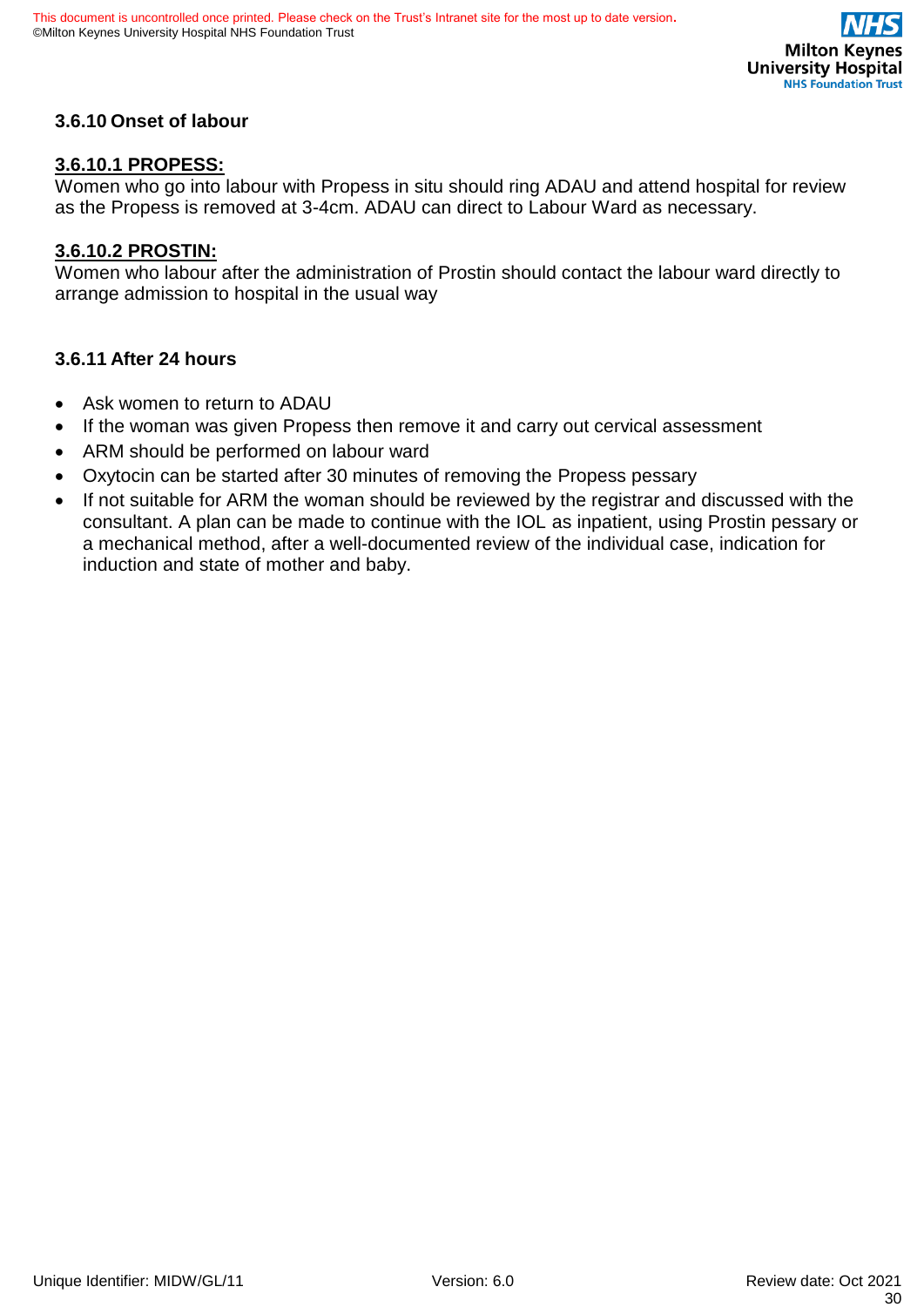### 3.6.10 Onset of labour

#### 3.6.10.1 PROPESS:

Women who go into labour with Propess in situ should ring ADAU and attend hospital for review as the Propess is removed at 3-4cm. ADAU can direct to Labour Ward as necessary.

#### 3.6.10.2 PROSTIN:

Women who labour after the administration of Prostin should contact the labour ward directly to arrange admission to hospital in the usual way

### 3.6.11 After 24 hours

- Ask women to return to ADAU
- If the woman was given Propess then remove it and carry out cervical assessment
- ARM should be performed on labour ward
- Oxytocin can be started after 30 minutes of removing the Propess pessary
- If not suitable for ARM the woman should be reviewed by the registrar and discussed with the consultant. A plan can be made to continue with the IOL as inpatient, using Prostin pessary or a mechanical method, after a well-documented review of the individual case, indication for induction and state of mother and baby.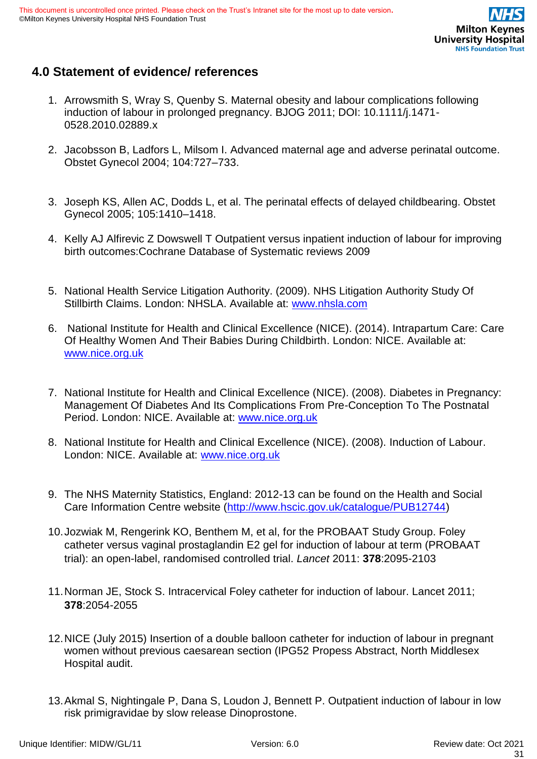## 4.0 Statement of evidence/ references

1. Arrowsmith S, Wray S, Quenby S. Maternal obesity and labour complications following induction of labour in prolonged pregnancy. BJOG 2011; DOI: 10.1111/j.1471-0528.2010.02889.x

2. Jacobsson B, Ladfors L, Milsom I. Advanced maternal age and adverse perinatal outcome. Obstet Gynecol 2004; 104:727–733.

3. Joseph KS, Allen AC, Dodds L, et al. The perinatal effects of delayed childbearing. Obstet Gynecol 2005; 105:1410–1418.

4. Kelly AJ Alfirevic Z Dowswell T Outpatient versus inpatient induction of labour for improving birth outcomes:Cochrane Database of Systematic reviews 2009

5. National Health Service Litigation Authority. (2009). NHS Litigation Authority Study Of Stillbirth Claims. London: NHSLA. Available at: www.nhsla.com

6. National Institute for Health and Clinical Excellence (NICE). (2014). Intrapartum Care: Care Of Healthy Women And Their Babies During Childbirth. London: NICE. Available at: www.nice.org.uk

7. National Institute for Health and Clinical Excellence (NICE). (2008). Diabetes in Pregnancy: Management Of Diabetes And Its Complications From Pre-Conception To The Postnatal Period. London: NICE. Available at: www.nice.org.uk

8. National Institute for Health and Clinical Excellence (NICE). (2008). Induction of Labour. London: NICE. Available at: www.nice.org.uk

9. The NHS Maternity Statistics, England: 2012-13 can be found on the Health and Social Care Information Centre website (http://www.hscic.gov.uk/catalogue/PUB12744)

10. Jozwiak M, Rengerink KO, Benthem M, et al, for the PROBAAT Study Group. Foley catheter versus vaginal prostaglandin E2 gel for induction of labour at term (PROBAAT trial): an open-label, randomised controlled trial. *Lancet* 2011: **378**:2095-2103

11. Norman JE, Stock S. Intracervical Foley catheter for induction of labour. Lancet 2011; **378**:2054-2055

12. NICE (July 2015) Insertion of a double balloon catheter for induction of labour in pregnant women without previous caesarean section (IPG52 Propess Abstract, North Middlesex Hospital audit.

13. Akmal S, Nightingale P, Dana S, Loudon J, Bennett P. Outpatient induction of labour in low risk primigravidae by slow release Dinoprostone.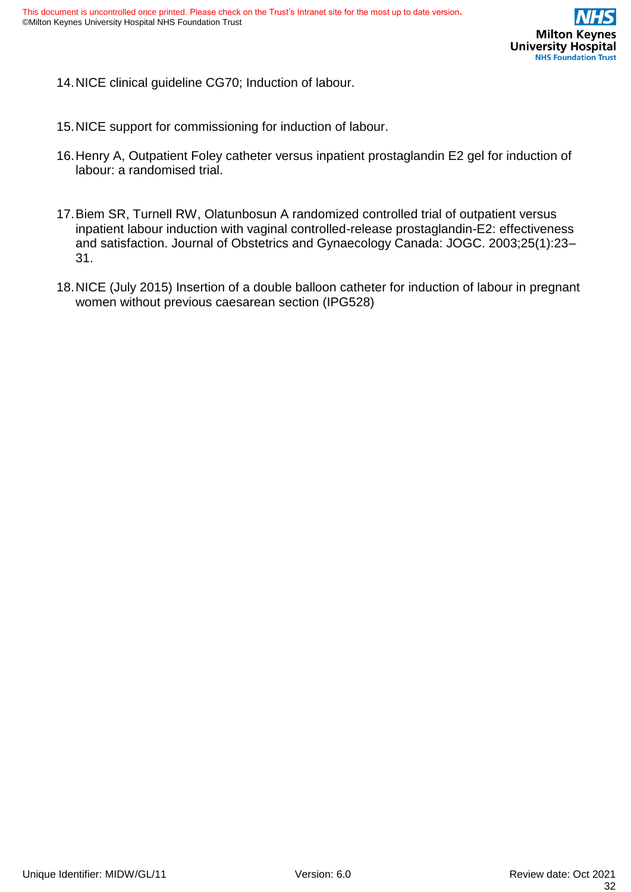14. NICE clinical guideline CG70; Induction of labour.

15. NICE support for commissioning for induction of labour.

16. Henry A, Outpatient Foley catheter versus inpatient prostaglandin E2 gel for induction of labour: a randomised trial.

17. Biem SR, Turnell RW, Olatunbosun A randomized controlled trial of outpatient versus inpatient labour induction with vaginal controlled-release prostaglandin-E2: effectiveness and satisfaction. Journal of Obstetrics and Gynaecology Canada: JOGC. 2003;25(1):23–31.

18. NICE (July 2015) Insertion of a double balloon catheter for induction of labour in pregnant women without previous caesarean section (IPG528)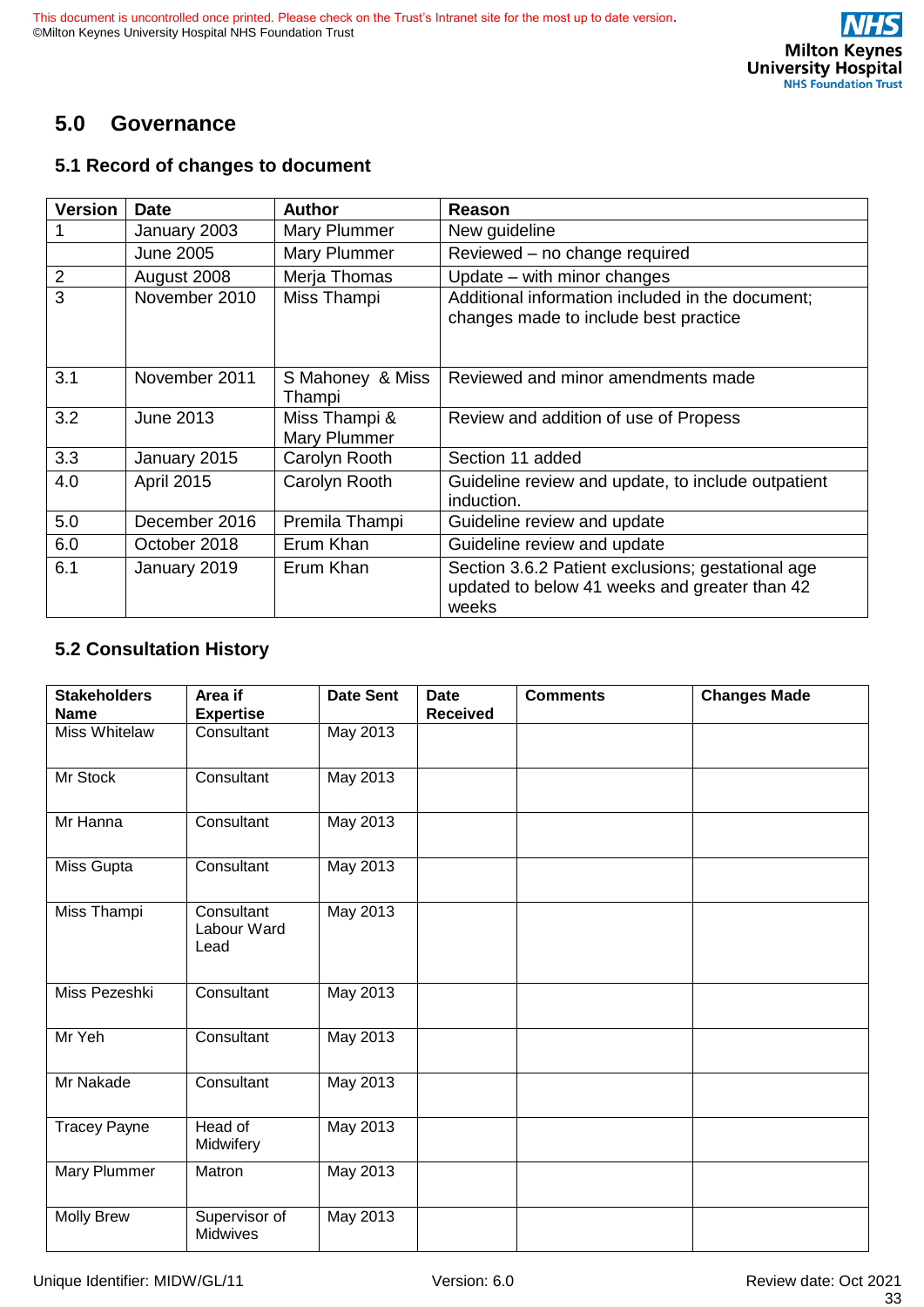## 5.0 Governance

### 5.1 Record of changes to document

| Version | Date | Author | Reason |
|---|---|---|---|
| 1 | January 2003 | Mary Plummer | New guideline |
| | June 2005 | Mary Plummer | Reviewed – no change required |
| 2 | August 2008 | Merja Thomas | Update – with minor changes |
| 3 | November 2010 | Miss Thampi | Additional information included in the document; changes made to include best practice |
| 3.1 | November 2011 | S Mahoney & Miss Thampi | Reviewed and minor amendments made |
| 3.2 | June 2013 | Miss Thampi & Mary Plummer | Review and addition of use of Propess |
| 3.3 | January 2015 | Carolyn Rooth | Section 11 added |
| 4.0 | April 2015 | Carolyn Rooth | Guideline review and update, to include outpatient induction. |
| 5.0 | December 2016 | Premila Thampi | Guideline review and update |
| 6.0 | October 2018 | Erum Khan | Guideline review and update |
| 6.1 | January 2019 | Erum Khan | Section 3.6.2 Patient exclusions; gestational age updated to below 41 weeks and greater than 42 weeks |

### 5.2 Consultation History

| Stakeholders Name | Area if Expertise | Date Sent | Date Received | Comments | Changes Made |
|---|---|---|---|---|---|
| Miss Whitelaw | Consultant | May 2013 | | | |
| Mr Stock | Consultant | May 2013 | | | |
| Mr Hanna | Consultant | May 2013 | | | |
| Miss Gupta | Consultant | May 2013 | | | |
| Miss Thampi | Consultant Labour Ward Lead | May 2013 | | | |
| Miss Pezeshki | Consultant | May 2013 | | | |
| Mr Yeh | Consultant | May 2013 | | | |
| Mr Nakade | Consultant | May 2013 | | | |
| Tracey Payne | Head of Midwifery | May 2013 | | | |
| Mary Plummer | Matron | May 2013 | | | |
| Molly Brew | Supervisor of Midwives | May 2013 | | | |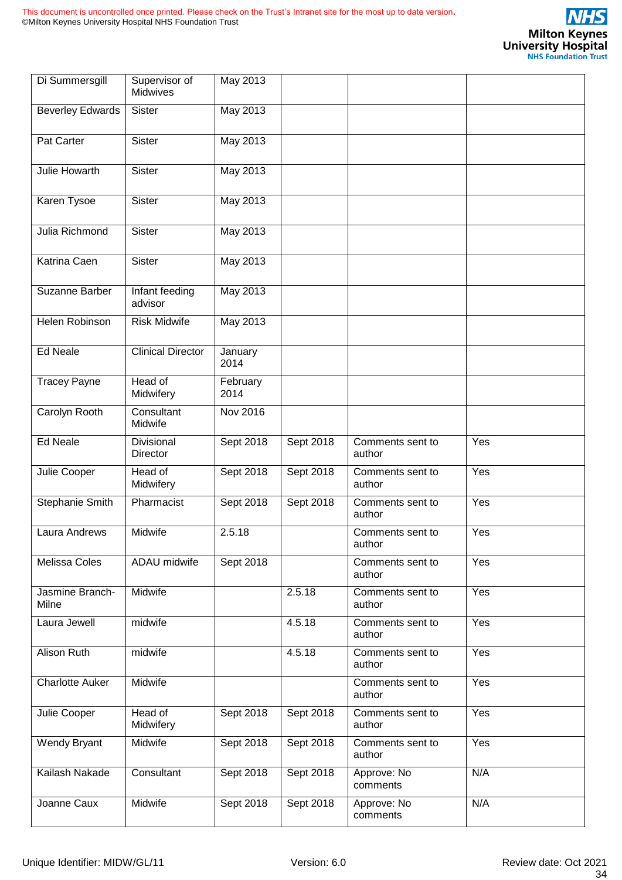| | | | | | |
|---|---|---|---|---|---|
| Di Summersgill | Supervisor of Midwives | May 2013 | | | |
| Beverley Edwards | Sister | May 2013 | | | |
| Pat Carter | Sister | May 2013 | | | |
| Julie Howarth | Sister | May 2013 | | | |
| Karen Tysoe | Sister | May 2013 | | | |
| Julia Richmond | Sister | May 2013 | | | |
| Katrina Caen | Sister | May 2013 | | | |
| Suzanne Barber | Infant feeding advisor | May 2013 | | | |
| Helen Robinson | Risk Midwife | May 2013 | | | |
| Ed Neale | Clinical Director | January 2014 | | | |
| Tracey Payne | Head of Midwifery | February 2014 | | | |
| Carolyn Rooth | Consultant Midwife | Nov 2016 | | | |
| Ed Neale | Divisional Director | Sept 2018 | Sept 2018 | Comments sent to author | Yes |
| Julie Cooper | Head of Midwifery | Sept 2018 | Sept 2018 | Comments sent to author | Yes |
| Stephanie Smith | Pharmacist | Sept 2018 | Sept 2018 | Comments sent to author | Yes |
| Laura Andrews | Midwife | 2.5.18 | | Comments sent to author | Yes |
| Melissa Coles | ADAU midwife | Sept 2018 | | Comments sent to author | Yes |
| Jasmine Branch-Milne | Midwife | | 2.5.18 | Comments sent to author | Yes |
| Laura Jewell | midwife | | 4.5.18 | Comments sent to author | Yes |
| Alison Ruth | midwife | | 4.5.18 | Comments sent to author | Yes |
| Charlotte Auker | Midwife | | | Comments sent to author | Yes |
| Julie Cooper | Head of Midwifery | Sept 2018 | Sept 2018 | Comments sent to author | Yes |
| Wendy Bryant | Midwife | Sept 2018 | Sept 2018 | Comments sent to author | Yes |
| Kailash Nakade | Consultant | Sept 2018 | Sept 2018 | Approve: No comments | N/A |
| Joanne Caux | Midwife | Sept 2018 | Sept 2018 | Approve: No comments | N/A |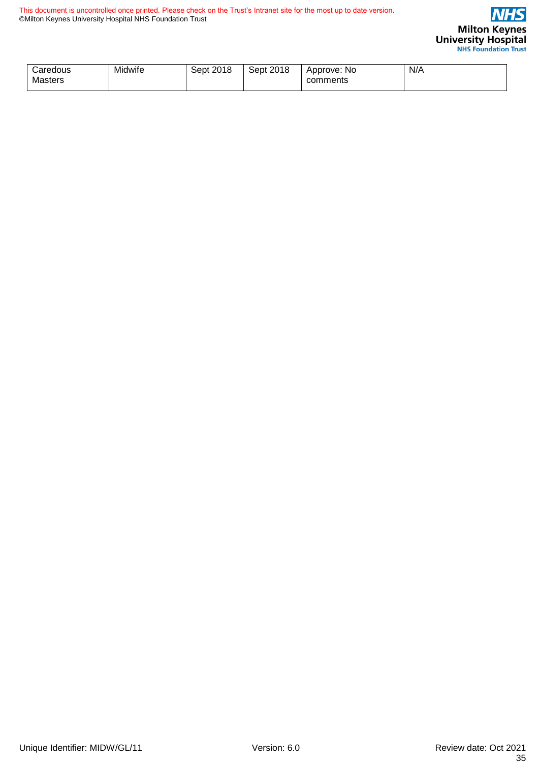| Caredous Masters | Midwife | Sept 2018 | Sept 2018 | Approve: No comments | N/A |
|---|---|---|---|---|---|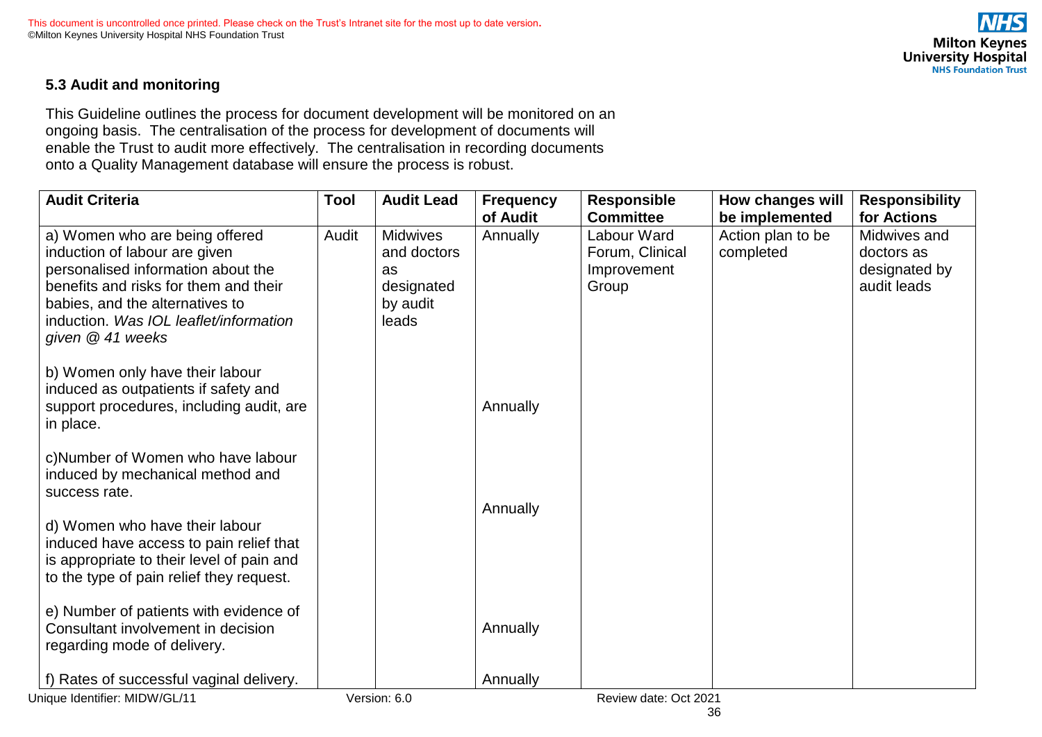### 5.3 Audit and monitoring

This Guideline outlines the process for document development will be monitored on an ongoing basis. The centralisation of the process for development of documents will enable the Trust to audit more effectively. The centralisation in recording documents onto a Quality Management database will ensure the process is robust.

| Audit Criteria | Tool | Audit Lead | Frequency of Audit | Responsible Committee | How changes will be implemented | Responsibility for Actions |
|---|---|---|---|---|---|---|
| a) Women who are being offered induction of labour are given personalised information about the benefits and risks for them and their babies, and the alternatives to induction. *Was IOL leaflet/information given @ 41 weeks* | Audit | Midwives and doctors as designated by audit leads | Annually | Labour Ward Forum, Clinical Improvement Group | Action plan to be completed | Midwives and doctors as designated by audit leads |
| b) Women only have their labour induced as outpatients if safety and support procedures, including audit, are in place. | | | Annually | | | |
| c)Number of Women who have labour induced by mechanical method and success rate. | | | | | | |
| d) Women who have their labour induced have access to pain relief that is appropriate to their level of pain and to the type of pain relief they request. | | | Annually | | | |
| e) Number of patients with evidence of Consultant involvement in decision regarding mode of delivery. | | | Annually | | | |
| f) Rates of successful vaginal delivery. | | | Annually | | | |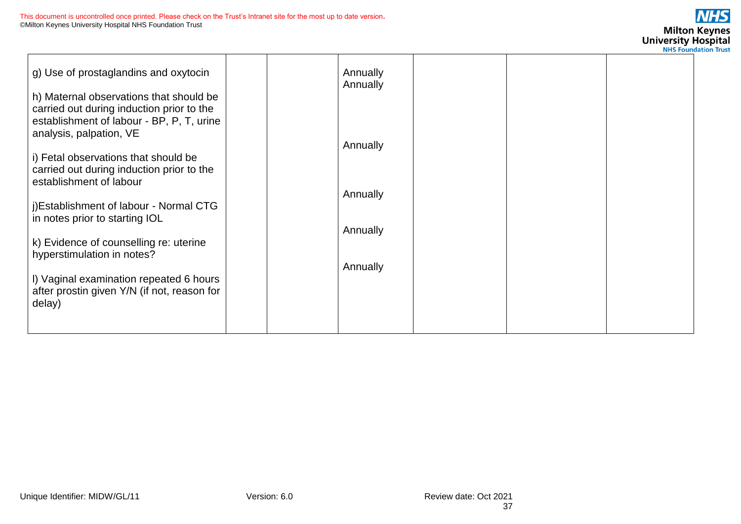| | | | | | | |
|---|---|---|---|---|---|---|
| g) Use of prostaglandins and oxytocin | | | Annually | | | |
| h) Maternal observations that should be carried out during induction prior to the establishment of labour - BP, P, T, urine analysis, palpation, VE | | | Annually | | | |
| i) Fetal observations that should be carried out during induction prior to the establishment of labour | | | Annually | | | |
| j)Establishment of labour - Normal CTG in notes prior to starting IOL | | | Annually | | | |
| k) Evidence of counselling re: uterine hyperstimulation in notes? | | | Annually | | | |
| l) Vaginal examination repeated 6 hours after prostin given Y/N (if not, reason for delay) | | | Annually | | | |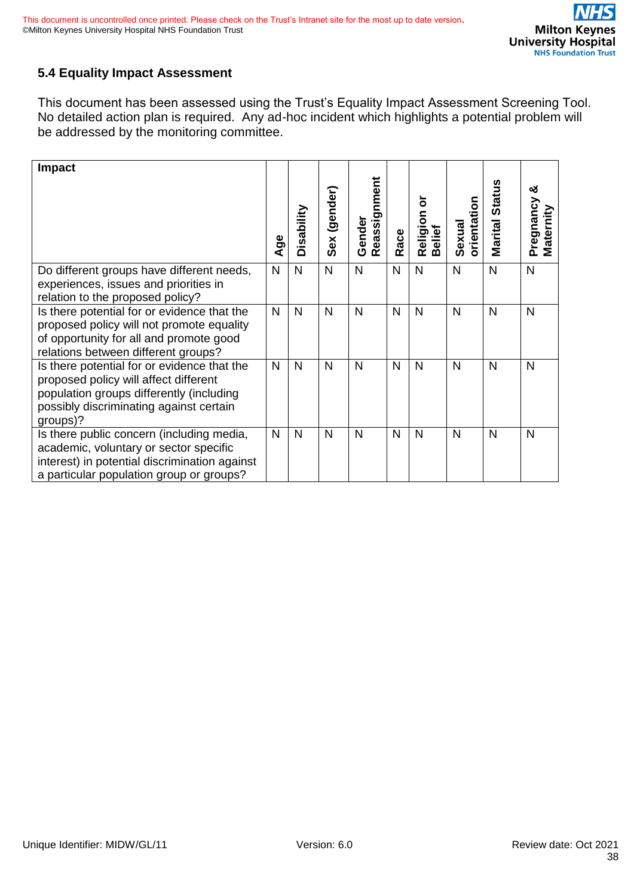## 5.4 Equality Impact Assessment

This document has been assessed using the Trust's Equality Impact Assessment Screening Tool. No detailed action plan is required. Any ad-hoc incident which highlights a potential problem will be addressed by the monitoring committee.

| Impact | Age | Disability | Sex (gender) | Gender Reassignment | Race | Religion or Belief | Sexual orientation | Marital Status | Pregnancy & Maternity |
|---|---|---|---|---|---|---|---|---|---|
| Do different groups have different needs, experiences, issues and priorities in relation to the proposed policy? | N | N | N | N | N | N | N | N | N |
| Is there potential for or evidence that the proposed policy will not promote equality of opportunity for all and promote good relations between different groups? | N | N | N | N | N | N | N | N | N |
| Is there potential for or evidence that the proposed policy will affect different population groups differently (including possibly discriminating against certain groups)? | N | N | N | N | N | N | N | N | N |
| Is there public concern (including media, academic, voluntary or sector specific interest) in potential discrimination against a particular population group or groups? | N | N | N | N | N | N | N | N | N |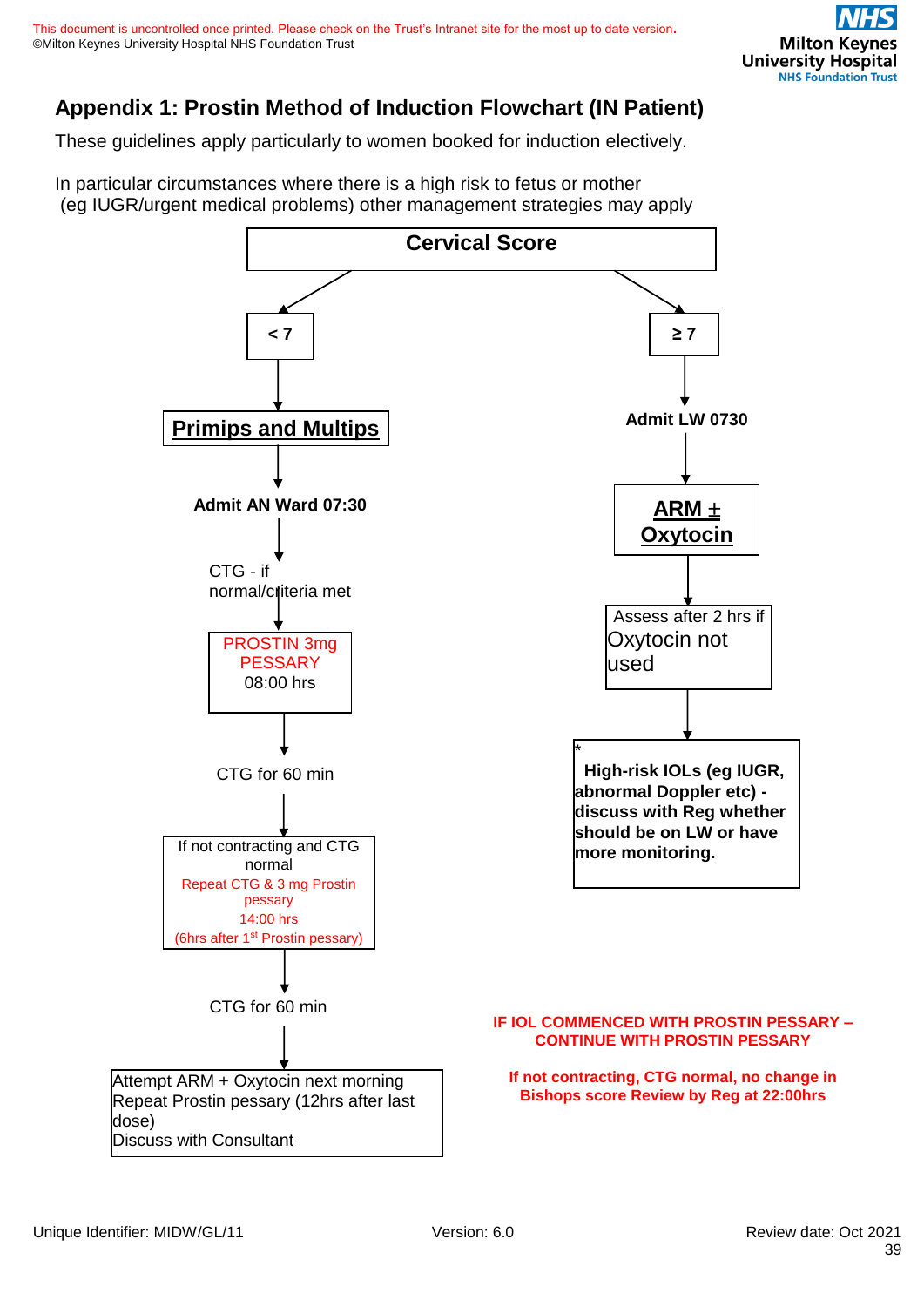## Appendix 1: Prostin Method of Induction Flowchart (IN Patient)

These guidelines apply particularly to women booked for induction electively.

In particular circumstances where there is a high risk to fetus or mother (eg IUGR/urgent medical problems) other management strategies may apply

**Cervical Score**

**< 7**

**Primips and Multips**

↓

**Admit AN Ward 07:30**

↓

CTG - if normal/criteria met

↓

PROSTIN 3mg PESSARY 08:00 hrs

↓

CTG for 60 min

↓

If not contracting and CTG normal
Repeat CTG & 3 mg Prostin pessary
14:00 hrs
(6hrs after 1st Prostin pessary)

↓

CTG for 60 min

↓

Attempt ARM + Oxytocin next morning
Repeat Prostin pessary (12hrs after last dose)
Discuss with Consultant

**≥ 7**

↓

**Admit LW 0730**

↓

**ARM ± Oxytocin**

↓

Assess after 2 hrs if Oxytocin not used

↓

\* **High-risk IOLs (eg IUGR, abnormal Doppler etc) - discuss with Reg whether should be on LW or have more monitoring.**

**IF IOL COMMENCED WITH PROSTIN PESSARY – CONTINUE WITH PROSTIN PESSARY**

**If not contracting, CTG normal, no change in Bishops score Review by Reg at 22:00hrs**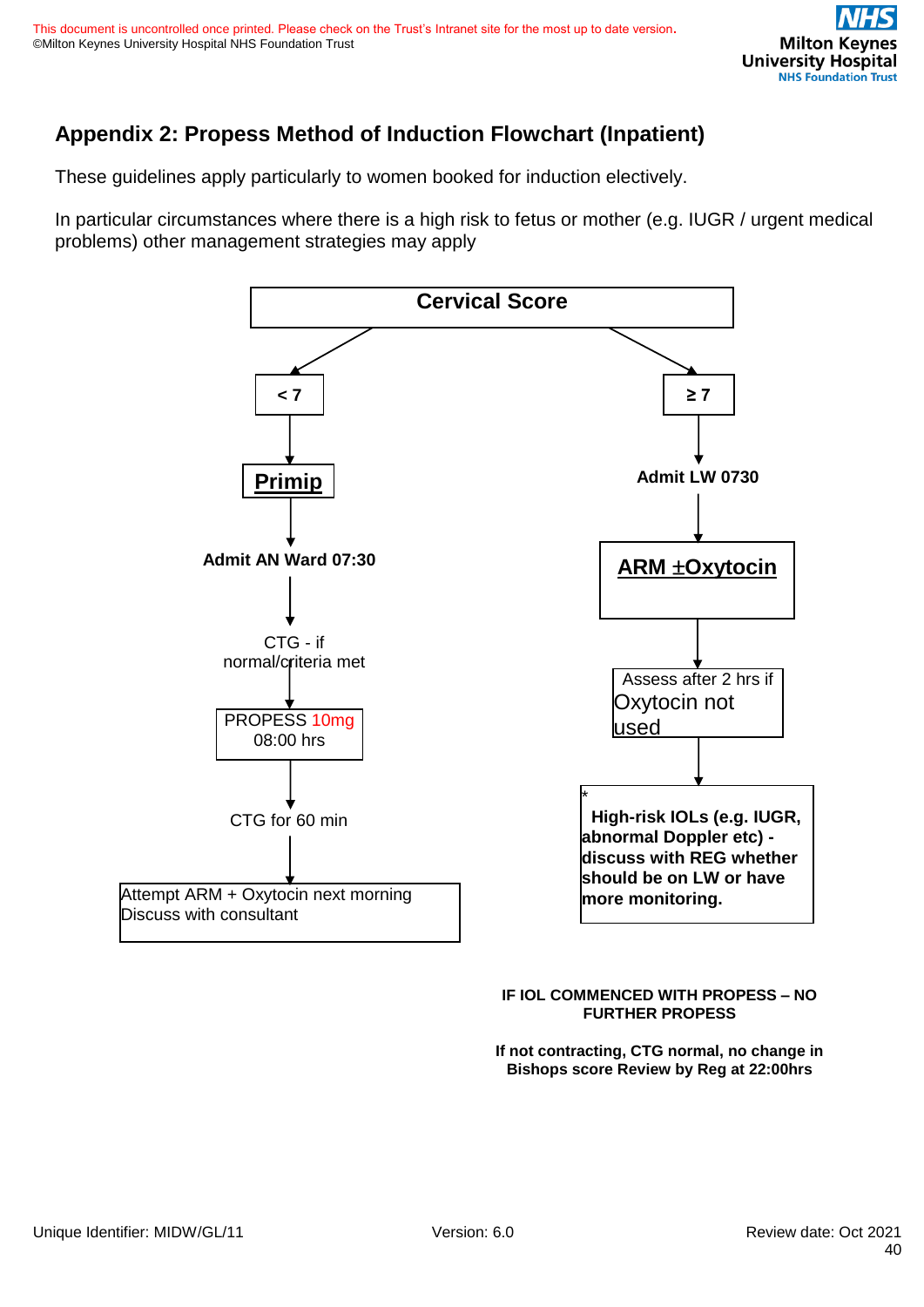## Appendix 2: Propess Method of Induction Flowchart (Inpatient)

These guidelines apply particularly to women booked for induction electively.

In particular circumstances where there is a high risk to fetus or mother (e.g. IUGR / urgent medical problems) other management strategies may apply

**Cervical Score**

**< 7**

↓

**Primip**

↓

**Admit AN Ward 07:30**

↓

CTG - if normal/criteria met

↓

PROPESS 10mg 08:00 hrs

↓

CTG for 60 min

↓

Attempt ARM + Oxytocin next morning
Discuss with consultant

**≥ 7**

↓

**Admit LW 0730**

↓

**ARM ±Oxytocin**

↓

Assess after 2 hrs if Oxytocin not used

↓

\* **High-risk IOLs (e.g. IUGR, abnormal Doppler etc) - discuss with REG whether should be on LW or have more monitoring.**

**IF IOL COMMENCED WITH PROPESS – NO FURTHER PROPESS**

**If not contracting, CTG normal, no change in Bishops score Review by Reg at 22:00hrs**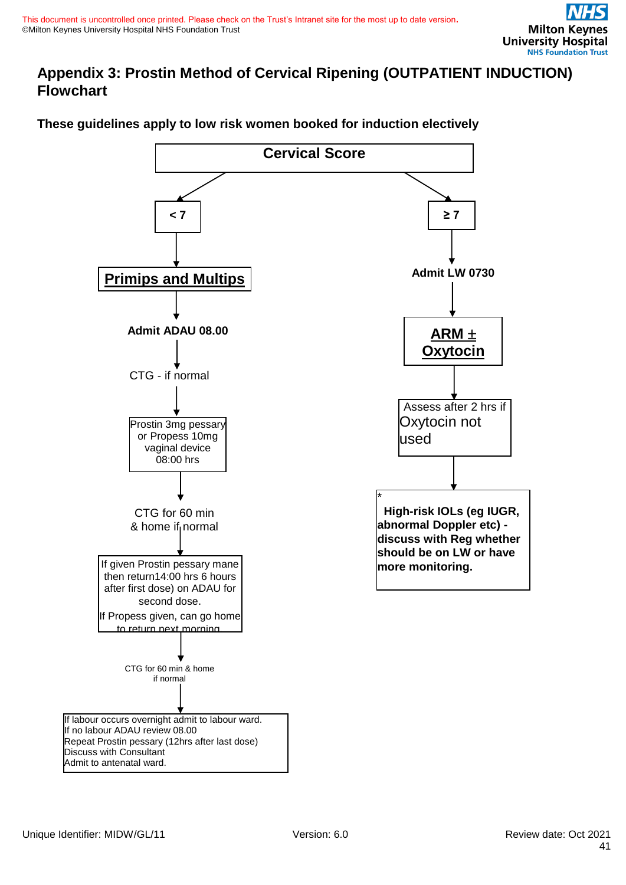## Appendix 3: Prostin Method of Cervical Ripening (OUTPATIENT INDUCTION) Flowchart

**These guidelines apply to low risk women booked for induction electively**

**Cervical Score**

**< 7**

↓

**Primips and Multips**

↓

**Admit ADAU 08.00**

↓

CTG - if normal

↓

Prostin 3mg pessary or Propess 10mg vaginal device 08:00 hrs

↓

CTG for 60 min & home if normal

↓

If given Prostin pessary mane then return14:00 hrs 6 hours after first dose) on ADAU for second dose.

If Propess given, can go home to return next morning

↓

CTG for 60 min & home if normal

↓

If labour occurs overnight admit to labour ward.
If no labour ADAU review 08.00
Repeat Prostin pessary (12hrs after last dose)
Discuss with Consultant
Admit to antenatal ward.

**≥ 7**

↓

**Admit LW 0730**

↓

**ARM ± Oxytocin**

↓

Assess after 2 hrs if Oxytocin not used

↓

*

**High-risk IOLs (eg IUGR, abnormal Doppler etc) - discuss with Reg whether should be on LW or have more monitoring.**

Unique Identifier: MIDW/GL/11 | Version: 6.0 | Review date: Oct 2021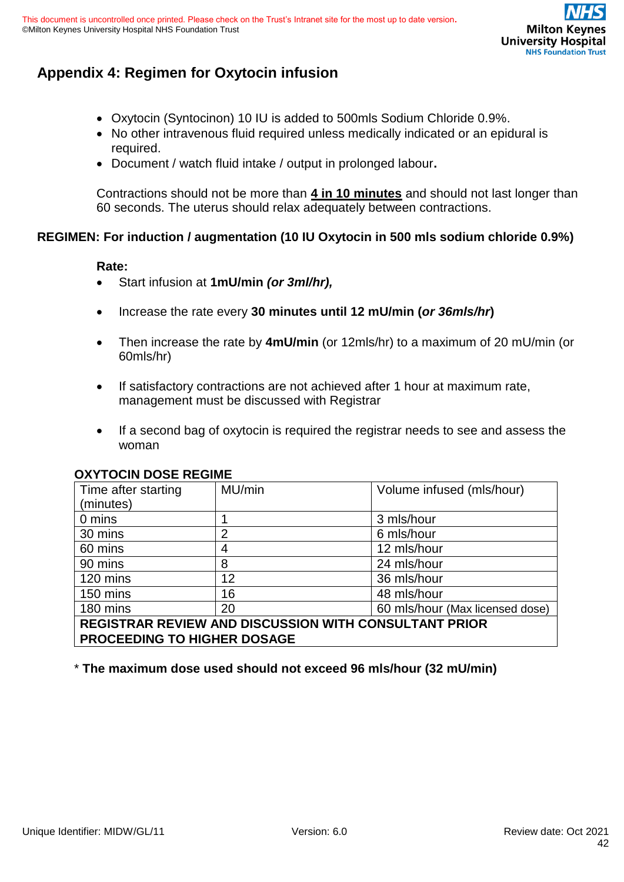## Appendix 4: Regimen for Oxytocin infusion

- Oxytocin (Syntocinon) 10 IU is added to 500mls Sodium Chloride 0.9%.
- No other intravenous fluid required unless medically indicated or an epidural is required.
- Document / watch fluid intake / output in prolonged labour**.**

Contractions should not be more than **4 in 10 minutes** and should not last longer than 60 seconds. The uterus should relax adequately between contractions.

**REGIMEN: For induction / augmentation (10 IU Oxytocin in 500 mls sodium chloride 0.9%)**

**Rate:**

- Start infusion at **1mU/min *(or 3ml/hr),***
- Increase the rate every **30 minutes until 12 mU/min (*or 36mls/hr*)**
- Then increase the rate by **4mU/min** (or 12mls/hr) to a maximum of 20 mU/min (or 60mls/hr)
- If satisfactory contractions are not achieved after 1 hour at maximum rate, management must be discussed with Registrar
- If a second bag of oxytocin is required the registrar needs to see and assess the woman

**OXYTOCIN DOSE REGIME**

| Time after starting (minutes) | MU/min | Volume infused (mls/hour) |
|---|---|---|
| 0 mins | 1 | 3 mls/hour |
| 30 mins | 2 | 6 mls/hour |
| 60 mins | 4 | 12 mls/hour |
| 90 mins | 8 | 24 mls/hour |
| 120 mins | 12 | 36 mls/hour |
| 150 mins | 16 | 48 mls/hour |
| 180 mins | 20 | 60 mls/hour (Max licensed dose) |
| **REGISTRAR REVIEW AND DISCUSSION WITH CONSULTANT PRIOR PROCEEDING TO HIGHER DOSAGE** | | |

\* **The maximum dose used should not exceed 96 mls/hour (32 mU/min)**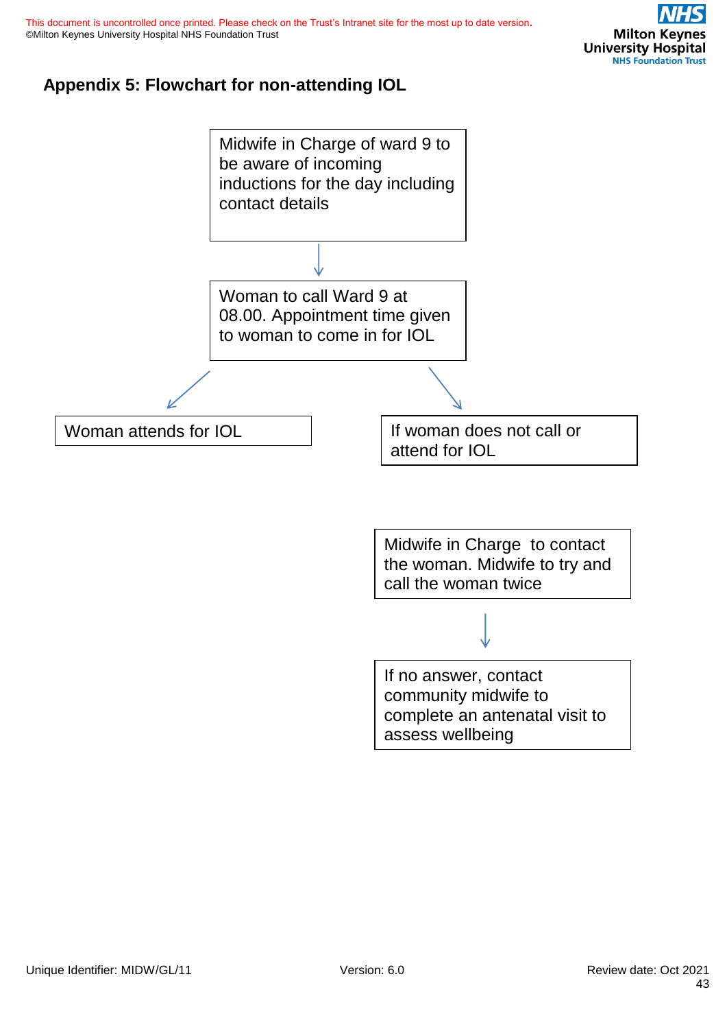## Appendix 5: Flowchart for non-attending IOL

Midwife in Charge of ward 9 to be aware of incoming inductions for the day including contact details

↓

Woman to call Ward 9 at 08.00. Appointment time given to woman to come in for IOL

↙ ↘

Woman attends for IOL

If woman does not call or attend for IOL

Midwife in Charge to contact the woman. Midwife to try and call the woman twice

↓

If no answer, contact community midwife to complete an antenatal visit to assess wellbeing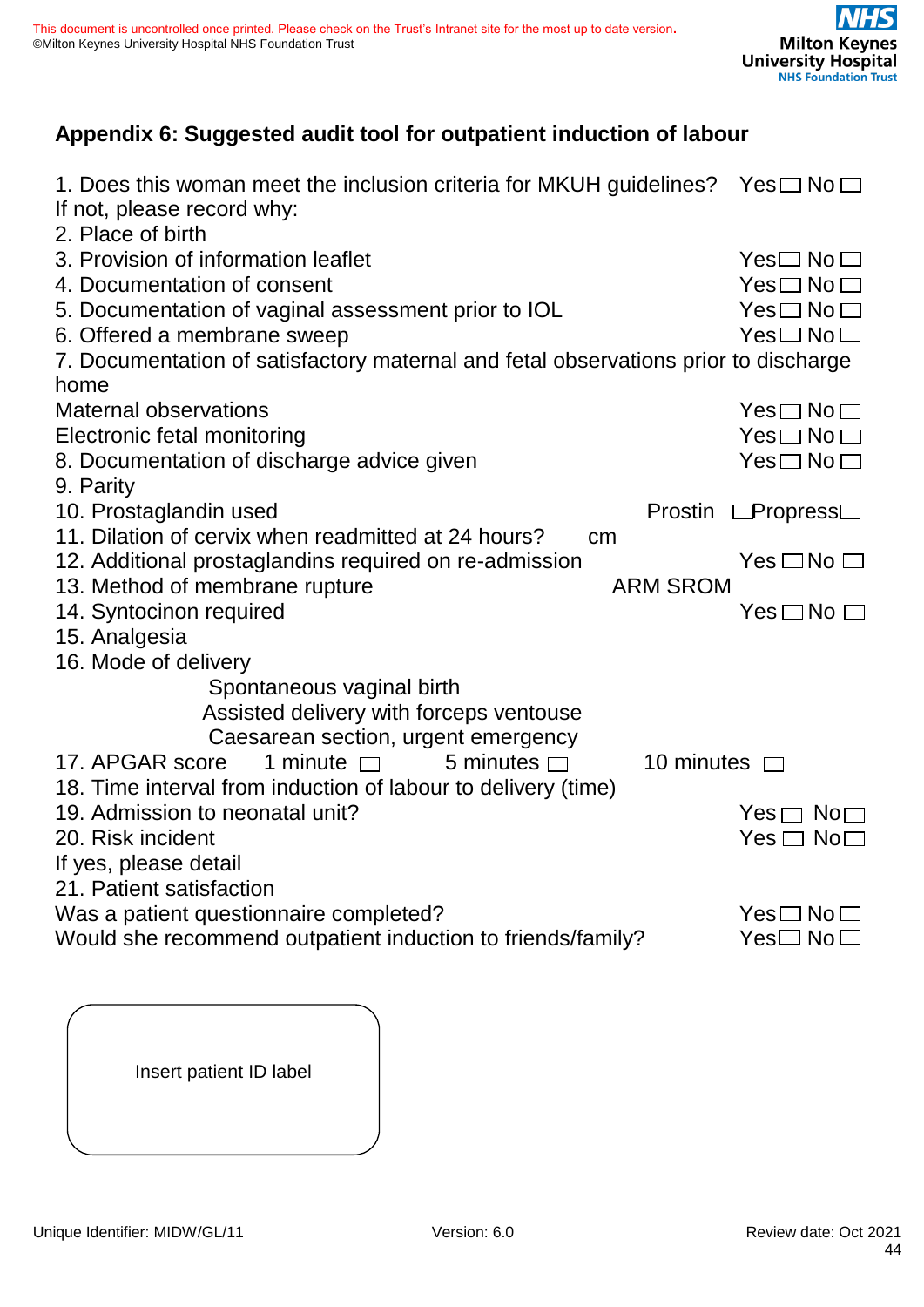## Appendix 6: Suggested audit tool for outpatient induction of labour

1. Does this woman meet the inclusion criteria for MKUH guidelines? Yes ☐ No ☐

If not, please record why:

2. Place of birth
3. Provision of information leaflet Yes ☐ No ☐
4. Documentation of consent Yes ☐ No ☐
5. Documentation of vaginal assessment prior to IOL Yes ☐ No ☐
6. Offered a membrane sweep Yes ☐ No ☐
7. Documentation of satisfactory maternal and fetal observations prior to discharge home

Maternal observations Yes ☐ No ☐

Electronic fetal monitoring Yes ☐ No ☐

8. Documentation of discharge advice given Yes ☐ No ☐
9. Parity
10. Prostaglandin used Prostin ☐ Propress ☐
11. Dilation of cervix when readmitted at 24 hours? cm
12. Additional prostaglandins required on re-admission Yes ☐ No ☐
13. Method of membrane rupture ARM SROM
14. Syntocinon required Yes ☐ No ☐
15. Analgesia
16. Mode of delivery

    Spontaneous vaginal birth

    Assisted delivery with forceps ventouse

    Caesarean section, urgent emergency

17. APGAR score 1 minute ☐ 5 minutes ☐ 10 minutes ☐
18. Time interval from induction of labour to delivery (time)
19. Admission to neonatal unit? Yes ☐ No ☐
20. Risk incident Yes ☐ No ☐

If yes, please detail

21. Patient satisfaction

Was a patient questionnaire completed? Yes ☐ No ☐

Would she recommend outpatient induction to friends/family? Yes ☐ No ☐

Insert patient ID label

Unique Identifier: MIDW/GL/11 Version: 6.0 Review date: Oct 2021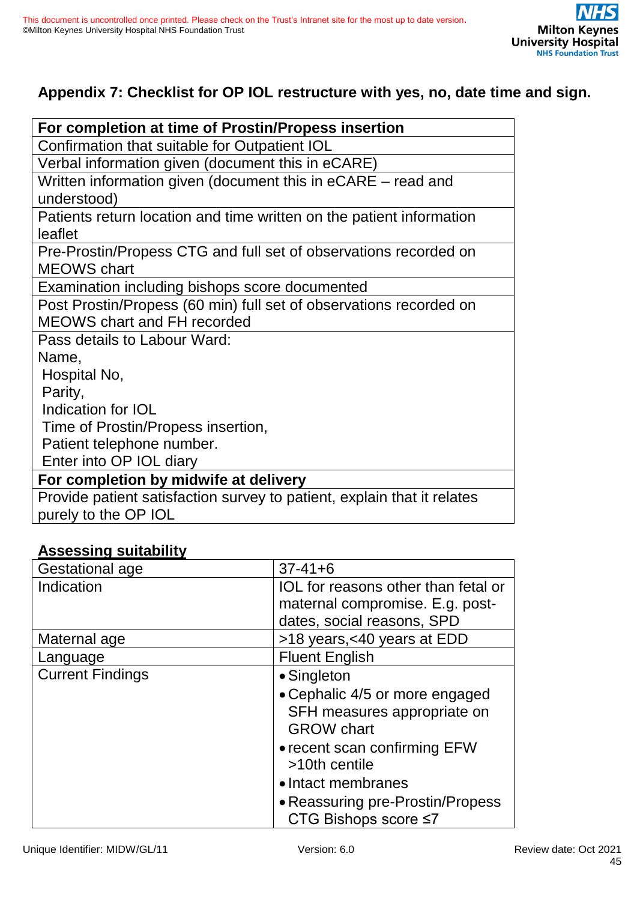## Appendix 7: Checklist for OP IOL restructure with yes, no, date time and sign.

| **For completion at time of Prostin/Propess insertion** |
|---|
| Confirmation that suitable for Outpatient IOL |
| Verbal information given (document this in eCARE) |
| Written information given (document this in eCARE – read and understood) |
| Patients return location and time written on the patient information leaflet |
| Pre-Prostin/Propess CTG and full set of observations recorded on MEOWS chart |
| Examination including bishops score documented |
| Post Prostin/Propess (60 min) full set of observations recorded on MEOWS chart and FH recorded |
| Pass details to Labour Ward:<br>Name,<br>Hospital No,<br>Parity,<br>Indication for IOL<br>Time of Prostin/Propess insertion,<br>Patient telephone number.<br>Enter into OP IOL diary |
| **For completion by midwife at delivery** |
| Provide patient satisfaction survey to patient, explain that it relates purely to the OP IOL |

### Assessing suitability

| Gestational age | 37-41+6 |
|---|---|
| Indication | IOL for reasons other than fetal or maternal compromise. E.g. post-dates, social reasons, SPD |
| Maternal age | >18 years,<40 years at EDD |
| Language | Fluent English |
| Current Findings | • Singleton<br>• Cephalic 4/5 or more engaged SFH measures appropriate on GROW chart<br>• recent scan confirming EFW >10th centile<br>• Intact membranes<br>• Reassuring pre-Prostin/Propess CTG Bishops score ≤7 |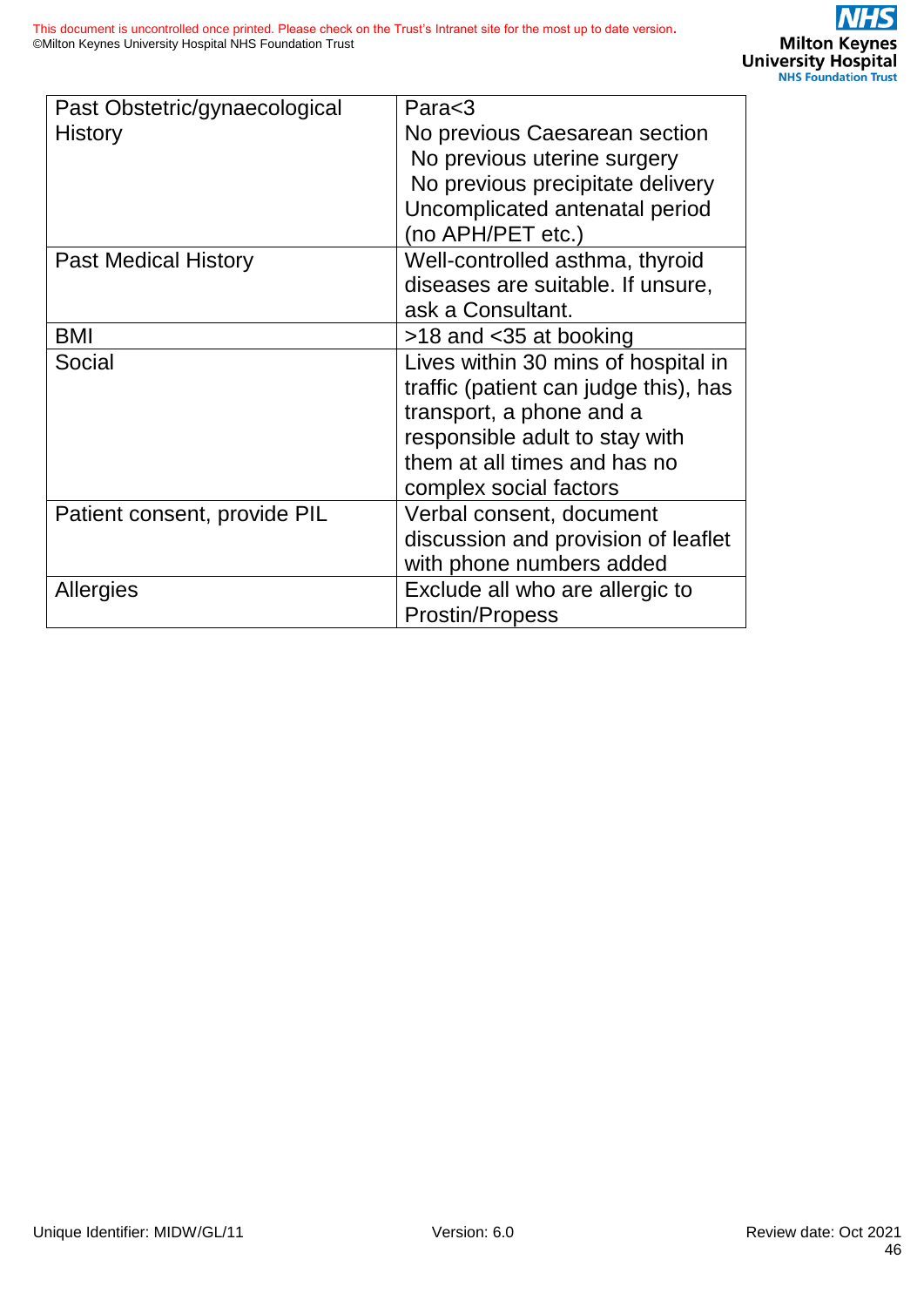| Past Obstetric/gynaecological History | Para<3<br>No previous Caesarean section<br>No previous uterine surgery<br>No previous precipitate delivery<br>Uncomplicated antenatal period (no APH/PET etc.) |
|---|---|
| Past Medical History | Well-controlled asthma, thyroid diseases are suitable. If unsure, ask a Consultant. |
| BMI | >18 and <35 at booking |
| Social | Lives within 30 mins of hospital in traffic (patient can judge this), has transport, a phone and a responsible adult to stay with them at all times and has no complex social factors |
| Patient consent, provide PIL | Verbal consent, document discussion and provision of leaflet with phone numbers added |
| Allergies | Exclude all who are allergic to Prostin/Propess |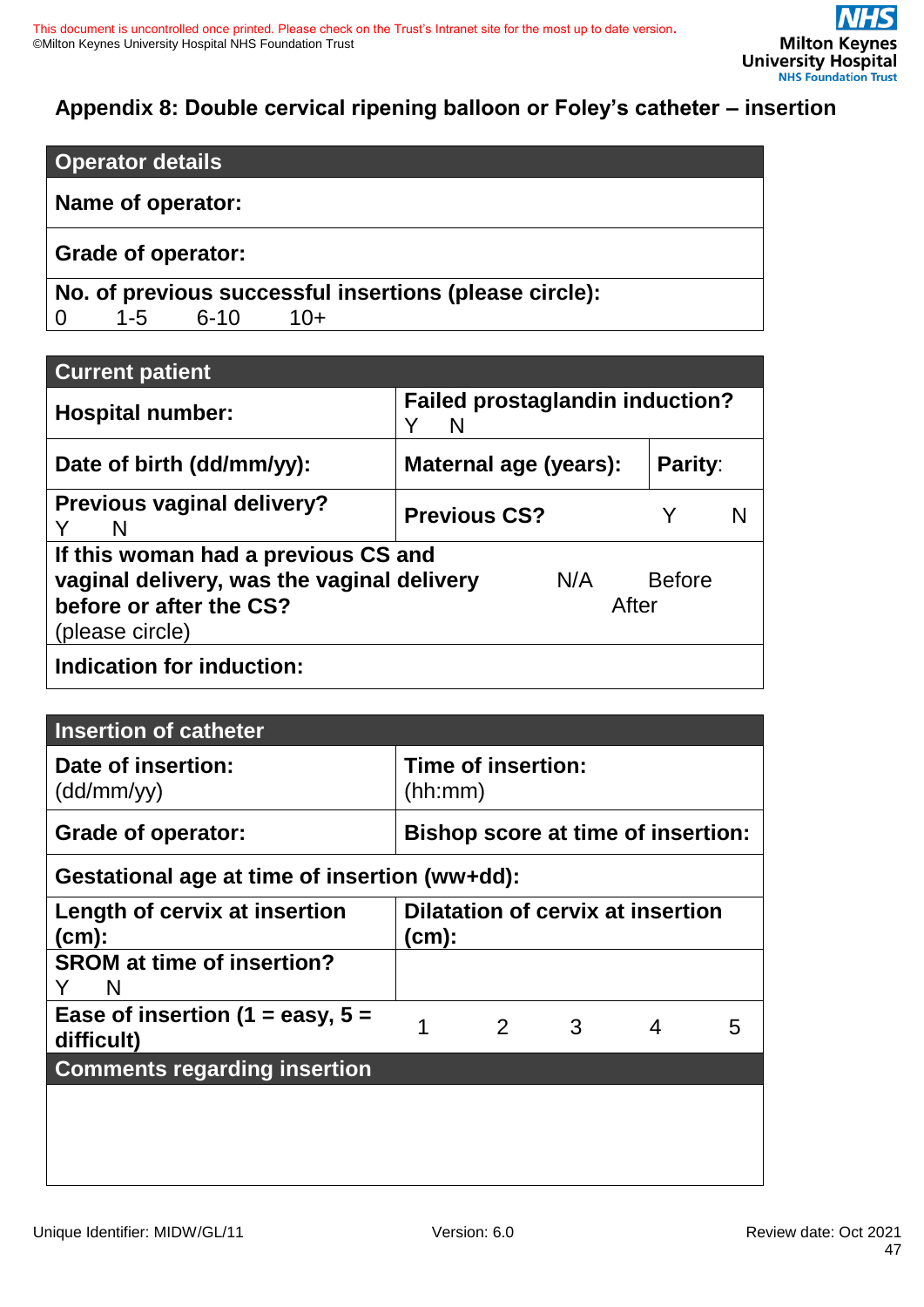## Appendix 8: Double cervical ripening balloon or Foley's catheter – insertion

| Operator details |
|---|
| **Name of operator:** |
| **Grade of operator:** |
| **No. of previous successful insertions (please circle):** 0 1-5 6-10 10+ |

| Current patient | | |
|---|---|---|
| **Hospital number:** | **Failed prostaglandin induction?** Y N | |
| **Date of birth (dd/mm/yy):** | **Maternal age (years):** | **Parity**: |
| **Previous vaginal delivery?** Y N | **Previous CS?** Y N | |
| **If this woman had a previous CS and vaginal delivery, was the vaginal delivery before or after the CS?** (please circle) | N/A Before After | |
| **Indication for induction:** | | |

| Insertion of catheter | | | | | |
|---|---|---|---|---|---|
| **Date of insertion:** (dd/mm/yy) | **Time of insertion:** (hh:mm) | | | | |
| **Grade of operator:** | **Bishop score at time of insertion:** | | | | |
| **Gestational age at time of insertion (ww+dd):** | | | | | |
| **Length of cervix at insertion (cm):** | **Dilatation of cervix at insertion (cm):** | | | | |
| **SROM at time of insertion?** Y N | | | | | |
| **Ease of insertion (1 = easy, 5 = difficult)** | 1 | 2 | 3 | 4 | 5 |
| **Comments regarding insertion** | | | | | |
| | | | | | |

Unique Identifier: MIDW/GL/11 Version: 6.0 Review date: Oct 2021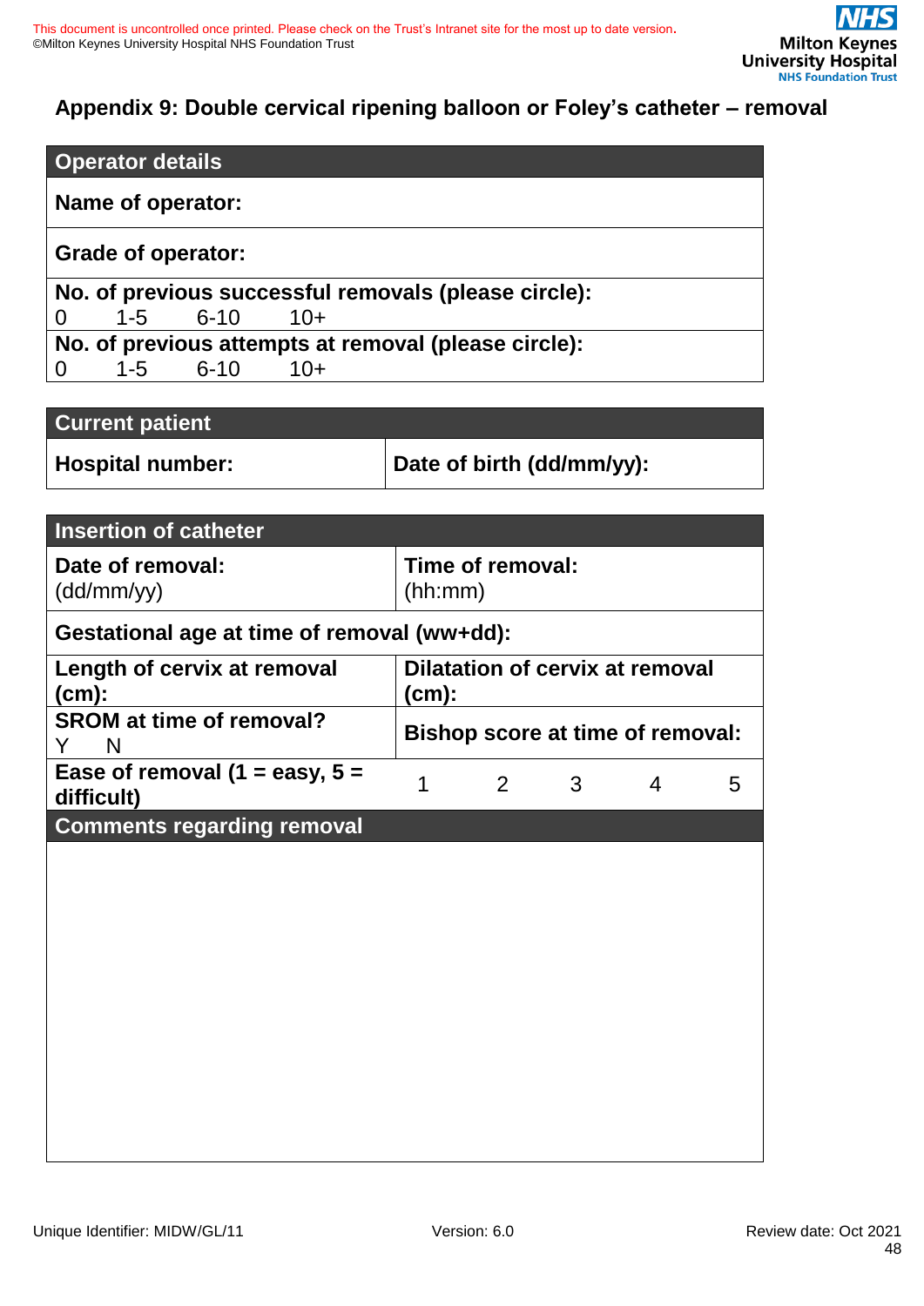## Appendix 9: Double cervical ripening balloon or Foley's catheter – removal

| **Operator details** |
|---|
| **Name of operator:** |
| **Grade of operator:** |
| **No. of previous successful removals (please circle):**<br>0 1-5 6-10 10+ |
| **No. of previous attempts at removal (please circle):**<br>0 1-5 6-10 10+ |

| **Current patient** | |
|---|---|
| **Hospital number:** | **Date of birth (dd/mm/yy):** |

| **Insertion of catheter** | | | | | |
|---|---|---|---|---|---|
| **Date of removal:** (dd/mm/yy) | **Time of removal:** (hh:mm) | | | | |
| **Gestational age at time of removal (ww+dd):** | | | | | |
| **Length of cervix at removal (cm):** | **Dilatation of cervix at removal (cm):** | | | | |
| **SROM at time of removal?** Y N | **Bishop score at time of removal:** | | | | |
| **Ease of removal (1 = easy, 5 = difficult)** | 1 | 2 | 3 | 4 | 5 |
| **Comments regarding removal** | | | | | |
| | | | | | |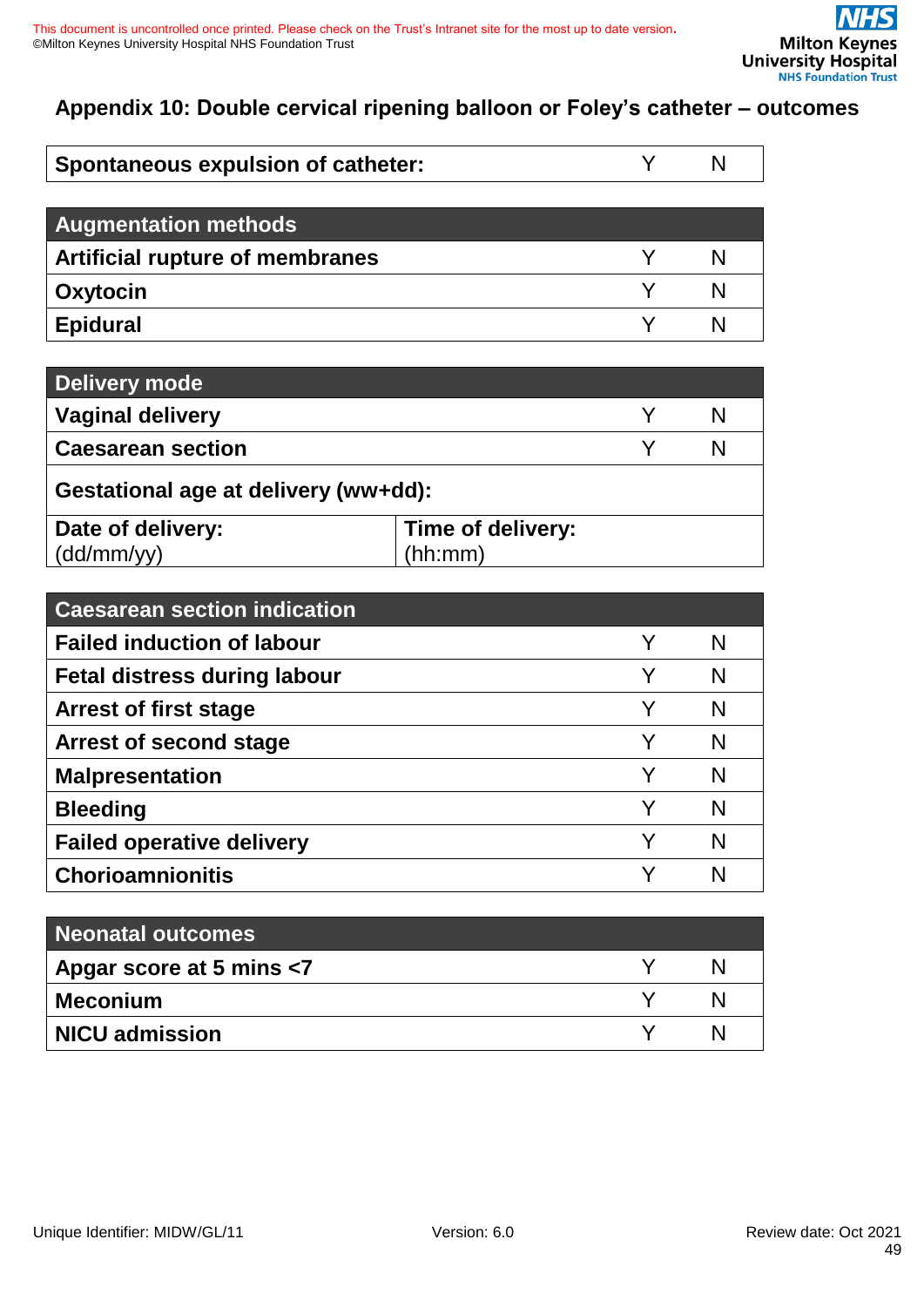## Appendix 10: Double cervical ripening balloon or Foley's catheter – outcomes

| | | |
|---|---|---|
| **Spontaneous expulsion of catheter:** | Y | N |

| **Augmentation methods** | | |
|---|---|---|
| **Artificial rupture of membranes** | Y | N |
| **Oxytocin** | Y | N |
| **Epidural** | Y | N |

| **Delivery mode** | | |
|---|---|---|
| **Vaginal delivery** | Y | N |
| **Caesarean section** | Y | N |
| **Gestational age at delivery (ww+dd):** | | |
| **Date of delivery:** (dd/mm/yy) | **Time of delivery:** (hh:mm) | |

| **Caesarean section indication** | | |
|---|---|---|
| **Failed induction of labour** | Y | N |
| **Fetal distress during labour** | Y | N |
| **Arrest of first stage** | Y | N |
| **Arrest of second stage** | Y | N |
| **Malpresentation** | Y | N |
| **Bleeding** | Y | N |
| **Failed operative delivery** | Y | N |
| **Chorioamnionitis** | Y | N |

| **Neonatal outcomes** | | |
|---|---|---|
| **Apgar score at 5 mins <7** | Y | N |
| **Meconium** | Y | N |
| **NICU admission** | Y | N |